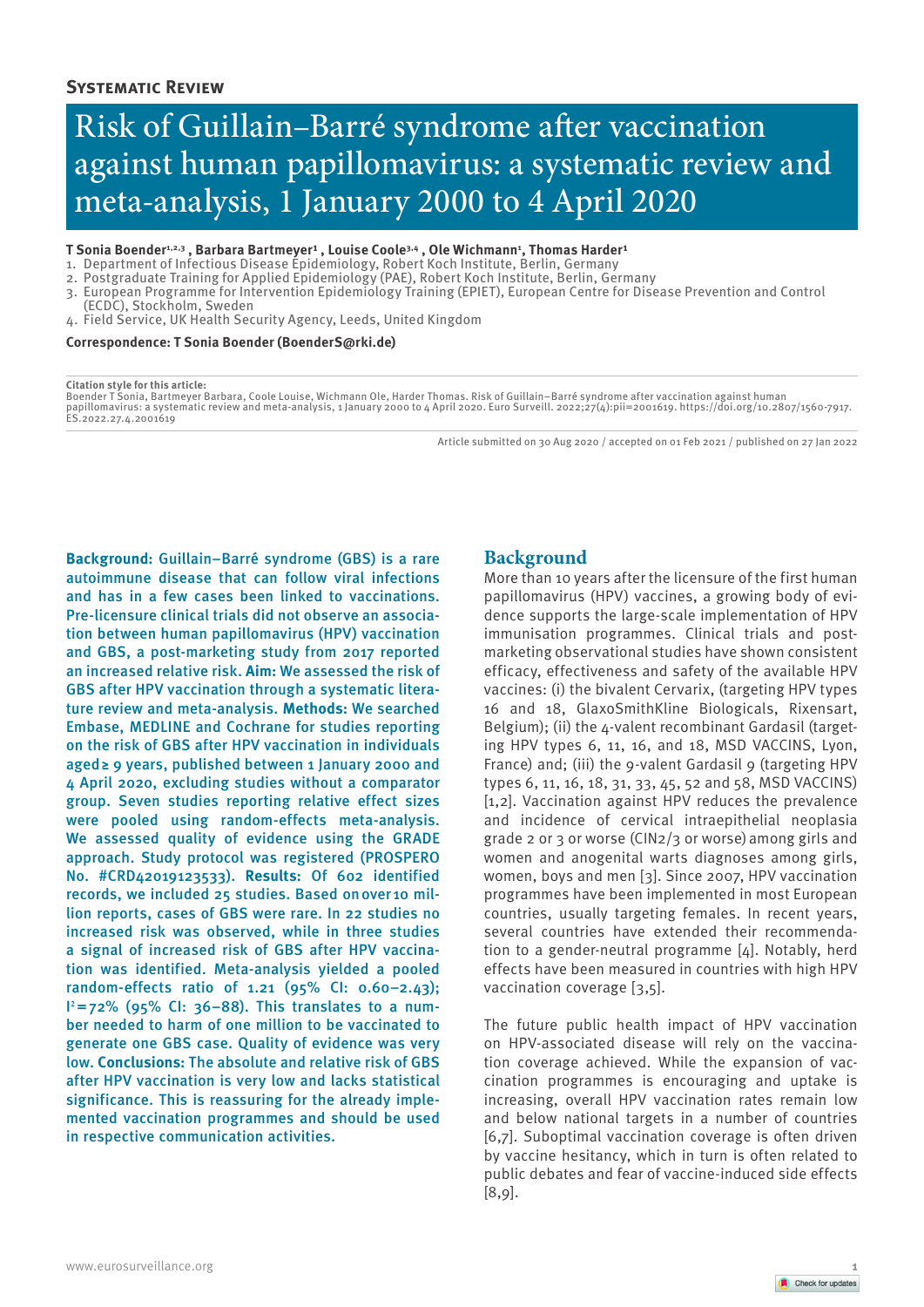## Systematic Review

# Risk of Guillain–Barré syndrome after vaccination against human papillomavirus: a systematic review and meta-analysis, 1 January 2000 to 4 April 2020

**T Sonia Boender[1,2,3], Barbara Bartmeyer[1], Louise Coole[3,4], Ole Wichmann[1], Thomas Harder[1]**

1. Department of Infectious Disease Epidemiology, Robert Koch Institute, Berlin, Germany
2. Postgraduate Training for Applied Epidemiology (PAE), Robert Koch Institute, Berlin, Germany
3. European Programme for Intervention Epidemiology Training (EPIET), European Centre for Disease Prevention and Control (ECDC), Stockholm, Sweden
4. Field Service, UK Health Security Agency, Leeds, United Kingdom

**Correspondence: T Sonia Boender (BoenderS@rki.de)**

**Citation style for this article:**
Boender T Sonia, Bartmeyer Barbara, Coole Louise, Wichmann Ole, Harder Thomas. Risk of Guillain–Barré syndrome after vaccination against human papillomavirus: a systematic review and meta-analysis, 1 January 2000 to 4 April 2020. Euro Surveill. 2022;27(4):pii=2001619. https://doi.org/10.2807/1560-7917.ES.2022.27.4.2001619

Article submitted on 30 Aug 2020 / accepted on 01 Feb 2021 / published on 27 Jan 2022

**Background:** Guillain–Barré syndrome (GBS) is a rare autoimmune disease that can follow viral infections and has in a few cases been linked to vaccinations. Pre-licensure clinical trials did not observe an association between human papillomavirus (HPV) vaccination and GBS, a post-marketing study from 2017 reported an increased relative risk. **Aim:** We assessed the risk of GBS after HPV vaccination through a systematic literature review and meta-analysis. **Methods:** We searched Embase, MEDLINE and Cochrane for studies reporting on the risk of GBS after HPV vaccination in individuals aged ≥ 9 years, published between 1 January 2000 and 4 April 2020, excluding studies without a comparator group. Seven studies reporting relative effect sizes were pooled using random-effects meta-analysis. We assessed quality of evidence using the GRADE approach. Study protocol was registered (PROSPERO No. #CRD42019123533). **Results:** Of 602 identified records, we included 25 studies. Based on over 10 million reports, cases of GBS were rare. In 22 studies no increased risk was observed, while in three studies a signal of increased risk of GBS after HPV vaccination was identified. Meta-analysis yielded a pooled random-effects ratio of 1.21 (95% CI: 0.60–2.43); $I^2$ = 72% (95% CI: 36–88). This translates to a number needed to harm of one million to be vaccinated to generate one GBS case. Quality of evidence was very low. **Conclusions:** The absolute and relative risk of GBS after HPV vaccination is very low and lacks statistical significance. This is reassuring for the already implemented vaccination programmes and should be used in respective communication activities.

## Background

More than 10 years after the licensure of the first human papillomavirus (HPV) vaccines, a growing body of evidence supports the large-scale implementation of HPV immunisation programmes. Clinical trials and post-marketing observational studies have shown consistent efficacy, effectiveness and safety of the available HPV vaccines: (i) the bivalent Cervarix, (targeting HPV types 16 and 18, GlaxoSmithKline Biologicals, Rixensart, Belgium); (ii) the 4-valent recombinant Gardasil (targeting HPV types 6, 11, 16, and 18, MSD VACCINS, Lyon, France) and; (iii) the 9-valent Gardasil 9 (targeting HPV types 6, 11, 16, 18, 31, 33, 45, 52 and 58, MSD VACCINS) [1,2]. Vaccination against HPV reduces the prevalence and incidence of cervical intraepithelial neoplasia grade 2 or 3 or worse (CIN2/3 or worse) among girls and women and anogenital warts diagnoses among girls, women, boys and men [3]. Since 2007, HPV vaccination programmes have been implemented in most European countries, usually targeting females. In recent years, several countries have extended their recommendation to a gender-neutral programme [4]. Notably, herd effects have been measured in countries with high HPV vaccination coverage [3,5].

The future public health impact of HPV vaccination on HPV-associated disease will rely on the vaccination coverage achieved. While the expansion of vaccination programmes is encouraging and uptake is increasing, overall HPV vaccination rates remain low and below national targets in a number of countries [6,7]. Suboptimal vaccination coverage is often driven by vaccine hesitancy, which in turn is often related to public debates and fear of vaccine-induced side effects [8,9].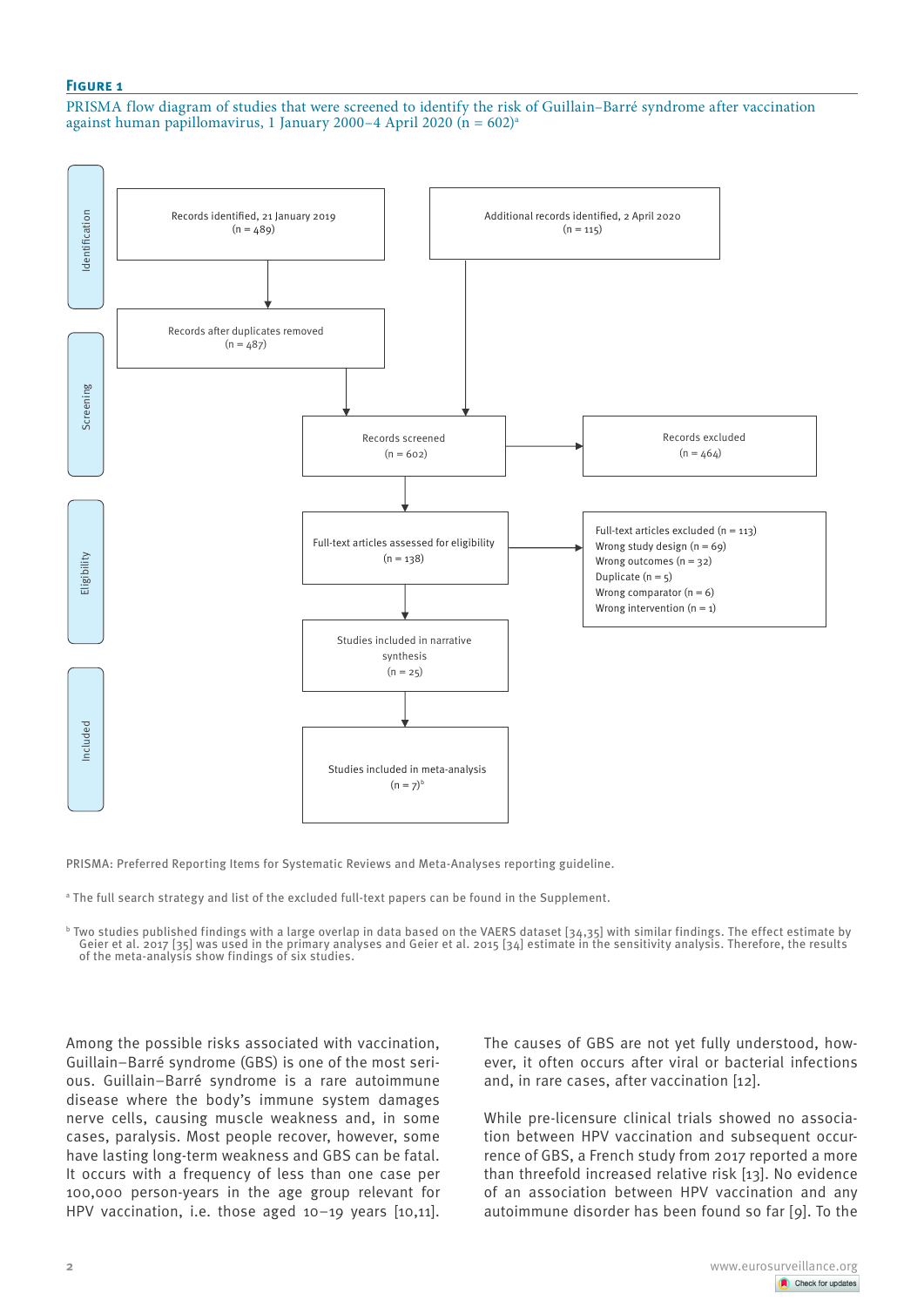**Figure 1**

PRISMA flow diagram of studies that were screened to identify the risk of Guillain–Barré syndrome after vaccination against human papillomavirus, 1 January 2000–4 April 2020 (n = 602)[a]

**Identification**

- Records identified, 21 January 2019 (n = 489)
- Additional records identified, 2 April 2020 (n = 115)
- Records after duplicates removed (n = 487)

**Screening**

- Records screened (n = 602)
- Records excluded (n = 464)

**Eligibility**

- Full-text articles assessed for eligibility (n = 138)
- Full-text articles excluded (n = 113)
  - Wrong study design (n = 69)
  - Wrong outcomes (n = 32)
  - Duplicate (n = 5)
  - Wrong comparator (n = 6)
  - Wrong intervention (n = 1)

**Included**

- Studies included in narrative synthesis (n = 25)
- Studies included in meta-analysis (n = 7)[b]

PRISMA: Preferred Reporting Items for Systematic Reviews and Meta-Analyses reporting guideline.

[a] The full search strategy and list of the excluded full-text papers can be found in the Supplement.

[b] Two studies published findings with a large overlap in data based on the VAERS dataset [34,35] with similar findings. The effect estimate by Geier et al. 2017 [35] was used in the primary analyses and Geier et al. 2015 [34] estimate in the sensitivity analysis. Therefore, the results of the meta-analysis show findings of six studies.

Among the possible risks associated with vaccination, Guillain–Barré syndrome (GBS) is one of the most serious. Guillain–Barré syndrome is a rare autoimmune disease where the body's immune system damages nerve cells, causing muscle weakness and, in some cases, paralysis. Most people recover, however, some have lasting long-term weakness and GBS can be fatal. It occurs with a frequency of less than one case per 100,000 person-years in the age group relevant for HPV vaccination, i.e. those aged 10–19 years [10,11].

The causes of GBS are not yet fully understood, however, it often occurs after viral or bacterial infections and, in rare cases, after vaccination [12].

While pre-licensure clinical trials showed no association between HPV vaccination and subsequent occurrence of GBS, a French study from 2017 reported a more than threefold increased relative risk [13]. No evidence of an association between HPV vaccination and any autoimmune disorder has been found so far [9]. To the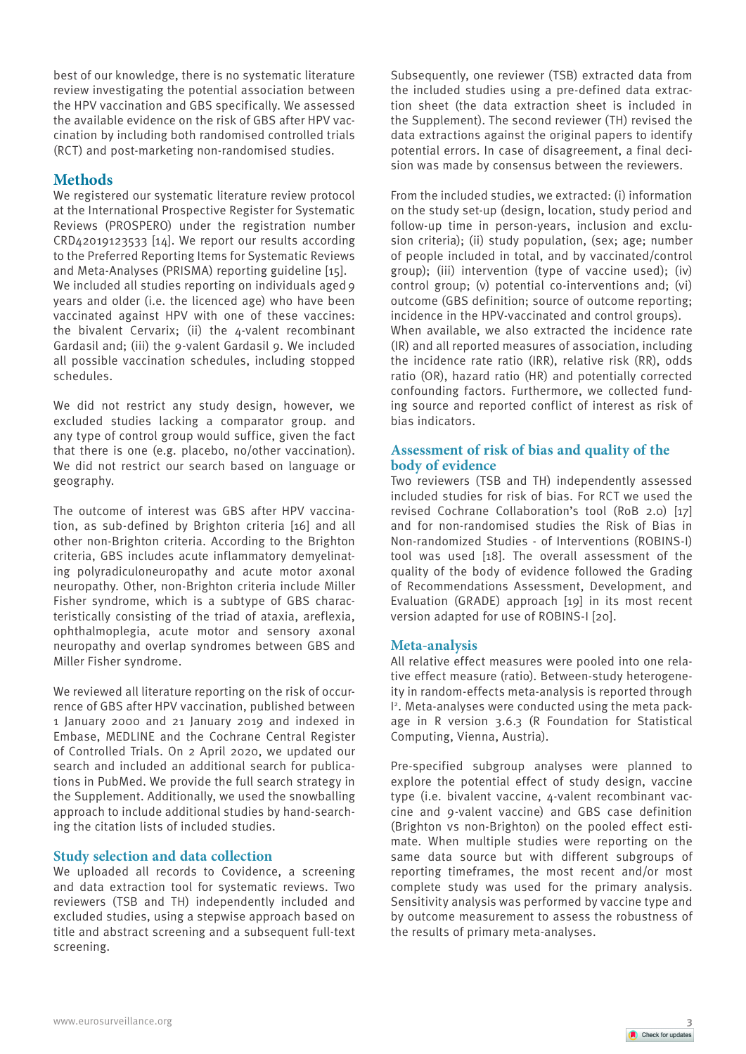best of our knowledge, there is no systematic literature review investigating the potential association between the HPV vaccination and GBS specifically. We assessed the available evidence on the risk of GBS after HPV vaccination by including both randomised controlled trials (RCT) and post-marketing non-randomised studies.

## Methods

We registered our systematic literature review protocol at the International Prospective Register for Systematic Reviews (PROSPERO) under the registration number CRD42019123533 [14]. We report our results according to the Preferred Reporting Items for Systematic Reviews and Meta-Analyses (PRISMA) reporting guideline [15]. We included all studies reporting on individuals aged 9 years and older (i.e. the licenced age) who have been vaccinated against HPV with one of these vaccines: the bivalent Cervarix; (ii) the 4-valent recombinant Gardasil and; (iii) the 9-valent Gardasil 9. We included all possible vaccination schedules, including stopped schedules.

We did not restrict any study design, however, we excluded studies lacking a comparator group. and any type of control group would suffice, given the fact that there is one (e.g. placebo, no/other vaccination). We did not restrict our search based on language or geography.

The outcome of interest was GBS after HPV vaccination, as sub-defined by Brighton criteria [16] and all other non-Brighton criteria. According to the Brighton criteria, GBS includes acute inflammatory demyelinating polyradiculoneuropathy and acute motor axonal neuropathy. Other, non-Brighton criteria include Miller Fisher syndrome, which is a subtype of GBS characteristically consisting of the triad of ataxia, areflexia, ophthalmoplegia, acute motor and sensory axonal neuropathy and overlap syndromes between GBS and Miller Fisher syndrome.

We reviewed all literature reporting on the risk of occurrence of GBS after HPV vaccination, published between 1 January 2000 and 21 January 2019 and indexed in Embase, MEDLINE and the Cochrane Central Register of Controlled Trials. On 2 April 2020, we updated our search and included an additional search for publications in PubMed. We provide the full search strategy in the Supplement. Additionally, we used the snowballing approach to include additional studies by hand-searching the citation lists of included studies.

### Study selection and data collection

We uploaded all records to Covidence, a screening and data extraction tool for systematic reviews. Two reviewers (TSB and TH) independently included and excluded studies, using a stepwise approach based on title and abstract screening and a subsequent full-text screening.

Subsequently, one reviewer (TSB) extracted data from the included studies using a pre-defined data extraction sheet (the data extraction sheet is included in the Supplement). The second reviewer (TH) revised the data extractions against the original papers to identify potential errors. In case of disagreement, a final decision was made by consensus between the reviewers.

From the included studies, we extracted: (i) information on the study set-up (design, location, study period and follow-up time in person-years, inclusion and exclusion criteria); (ii) study population, (sex; age; number of people included in total, and by vaccinated/control group); (iii) intervention (type of vaccine used); (iv) control group; (v) potential co-interventions and; (vi) outcome (GBS definition; source of outcome reporting; incidence in the HPV-vaccinated and control groups). When available, we also extracted the incidence rate (IR) and all reported measures of association, including the incidence rate ratio (IRR), relative risk (RR), odds ratio (OR), hazard ratio (HR) and potentially corrected confounding factors. Furthermore, we collected funding source and reported conflict of interest as risk of bias indicators.

### Assessment of risk of bias and quality of the body of evidence

Two reviewers (TSB and TH) independently assessed included studies for risk of bias. For RCT we used the revised Cochrane Collaboration's tool (RoB 2.0) [17] and for non-randomised studies the Risk of Bias in Non-randomized Studies - of Interventions (ROBINS-I) tool was used [18]. The overall assessment of the quality of the body of evidence followed the Grading of Recommendations Assessment, Development, and Evaluation (GRADE) approach [19] in its most recent version adapted for use of ROBINS-I [20].

### Meta-analysis

All relative effect measures were pooled into one relative effect measure (ratio). Between-study heterogeneity in random-effects meta-analysis is reported through $I^2$. Meta-analyses were conducted using the meta package in R version 3.6.3 (R Foundation for Statistical Computing, Vienna, Austria).

Pre-specified subgroup analyses were planned to explore the potential effect of study design, vaccine type (i.e. bivalent vaccine, 4-valent recombinant vaccine and 9-valent vaccine) and GBS case definition (Brighton vs non-Brighton) on the pooled effect estimate. When multiple studies were reporting on the same data source but with different subgroups of reporting timeframes, the most recent and/or most complete study was used for the primary analysis. Sensitivity analysis was performed by vaccine type and by outcome measurement to assess the robustness of the results of primary meta-analyses.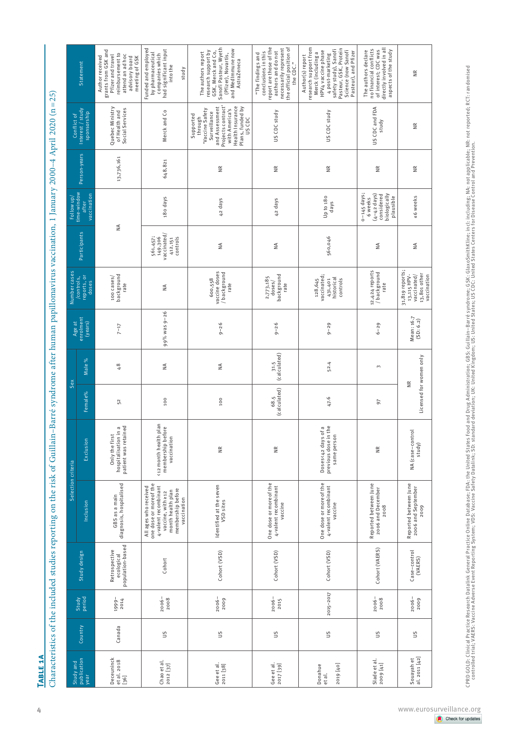**TABLE 1A**

Characteristics of the included studies reporting on the risk of Guillain–Barré syndrome after human papillomavirus vaccination, 1 January 2000–4 April 2020 (n = 25)

| Study and publication year | Country | Study period | Study design | Selection criteria | | Sex | | Age at enrolment (years) | Number cases /controls, reports, or doses | Participants | Follow up/ time-window after vaccination | Person-years | Conflict of Interest / study sponsorship | Statement |
|---|---|---|---|---|---|---|---|---|---|---|---|---|---|---|
| | | | | Inclusion | Exclusion | Female% | Male % | | | | | | | |
| Deceuninck et al. 2018 [36] | Canada | 1999–2014 | Retrospective ecological population-based | GBS as a main diagnosis, hospitalised | Only the first hospitalisation in a patient was retained | 52 | 48 | 7–17 | 100 cases/ background rate | NA | | 13,736,161 | Quebec Ministry of Health and Social Services | Author received grants from GSK and Pfizer and travel reimbursement to attend an ad hoc advisory board meeting of GSK |
| Chao et al. 2012 [37] | US | 2006–2008 | Cohort | All ages who received one dose or more of the 4-valent recombinant vaccine, with ≥12 month health plan membership before vaccination | <12 month health plan membership before vaccination | 100 | NA | 99% was 9–26 | NA | 561,457; 149,306 vaccinated/ 412,151 controls | 180 days | 648,821 | Merck and Co | Funded and employed by pharmaceutical companies which had significant input into the study |
| Gee et al. 2011 [38] | US | 2006–2009 | Cohort (VSD) | Identified at the seven VSD sites | NR | 100 | NA | 9–26 | 600,558 vaccine doses /background rate | NA | 42 days | NR | Supported through "Vaccine Safety Surveillance and Assessment Projects contract" with America's Health Insurance Plans, funded by US CDC | The authors report research support by GSK, Merck and Co, Sanofi Pasteur, Wyeth (Pfizer), Novartis, and MedImmune now AstraZeneca |
| Gee et al. 2017 [39] | US | 2006–2015 | Cohort (VSD) | One dose or more of the 4-valent recombinant vaccine | NR | 68.5 (calculated) | 31.5 (calculated) | 9–26 | 2,773,185 doses/ background rate | NA | 42 days | NR | US CDC study | "The findings and conclusions in this report are those of the authors and do not necessarily represent the official position of the CDC." |
| Donahue et al. 2019 [40] | US | 2015–2017 | Cohort (VSD) | One dose or more of the 4-valent recombinant vaccine | Doses ≤ 42 days of a previous dose in the same person | 47.6 | 52.4 | 9–29 | 128,645 vaccinated; 431,401 historical controls | 560,046 | Up to 180 days | NR | US CDC study | Author(s) report research support from Merck (including a HPV4 vaccine phase 4 post-marketing safety study), Sanofi Pasteur, GSK, Protein Science (now Sanofi Pasteur), and Pfizer |
| Slade et al. 2009 [41] | US | 2006–2008 | Cohort (VAERS) | Reported between June 2006 and December 2008 | NR | 97 | 3 | 6–29 | 12,424 reports / background rate | NA | 0–145 days; 6 weeks (4–42 days) considered biologically plausible | NR | US CDC and FDA study | The authors declare no financial conflicts of interest; CDC was directly involved in all aspects of the study |
| Souayah et al. 2011 [42] | US | 2006–2009 | Case–control (VAERS) | Reported between June 2006 and September 2009 | NA (case–control study) | NR Licensed for women only | | Mean: 16.7 (SD: 6.2) | 31,819 reports; 13,115 HPV-vaccinated/ 18,801 other vaccination | NA | ≤6 weeks | NR | NR | NR |

CPRD GOLD: Clinical Practice Research Datalink General Practice Online Database; FDA: the United States Food and Drug Administration; GBS: Guillain–Barré syndrome; GSK: GlaxoSmithKline; incl: including; NA: not applicable; NR: not reported; RCT: randomised controlled trial; VAERS: Vaccine Adverse Event Reporting System; VSD: Vaccine Safety Datalink; SD: standard deviation; UK: United Kingdom; US: United States; US CDC: United States Centers for Disease Control and Prevention.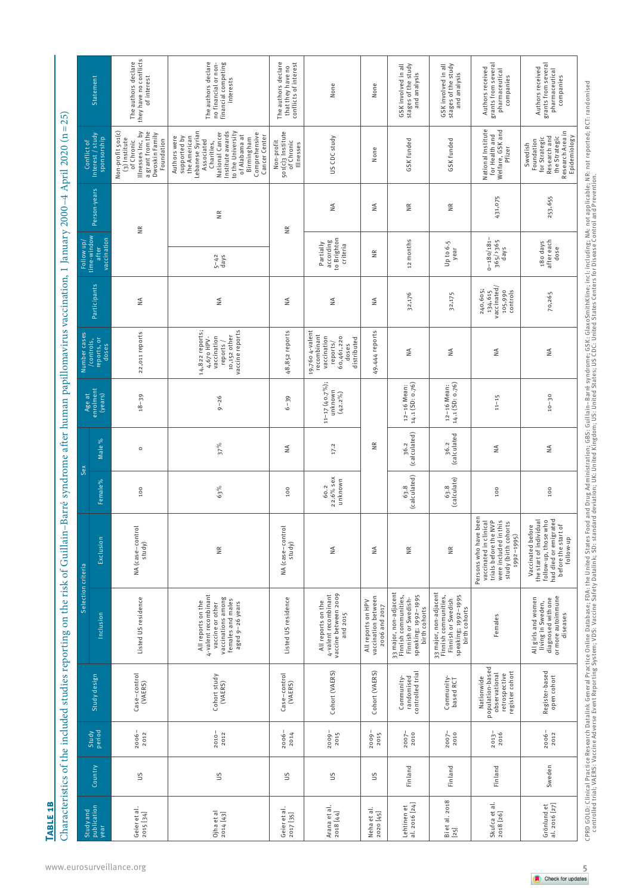**TABLE 1B**

Characteristics of the included studies reporting on the risk of Guillain–Barré syndrome after human papillomavirus vaccination, 1 January 2000–4 April 2020 (n = 25)

| Study and publication year | Country | Study period | Study design | Selection criteria | | Sex | | Age at enrolment (years) | Number cases /controls, reports, or doses | Participants | Follow up/ time-window after vaccination | Person-years | Conflict of interest / study sponsorship | Statement |
|---|---|---|---|---|---|---|---|---|---|---|---|---|---|---|
| | | | | Inclusion | Exclusion | Female% | Male % | | | | | | | |
| Geier et al. 2015 [34] | US | 2006–2012 | Case–control (VAERS) | Listed US residence | NA (case–control study) | 100 | 0 | 18–39 | 22,011 reports | NA | NR | | Non-profit 501(c)(3) Institute of Chronic Illnesses Inc. by a grant from the Dwoskin Family Foundation | The authors declare they have no conflicts of interest |
| Ojha et al 2014 [43] | US | 2010–2012 | Cohort study (VAERS) | All reports on the 4-valent recombinant vaccine or other vaccinations among females and males aged 9–26 years | NR | 63% | 37% | 9–26 | 14,822 reports; 4,670 HPV-vaccination reports / 10,152 other vaccine reports | NA | 5–42 days | NR | Authors were supported by the American Lebanese Syrian Associated Charities, National Cancer Institute awards to the University of Alabama at Birmingham Comprehensive Cancer Center | The authors declare no financial or non-financial competing interests |
| Geier et al. 2017 [35] | US | 2006–2014 | Case–control (VAERS) | Listed US residence | NA (case–control study) | 100 | NA | 6–39 | 48,852 reports | NA | NR | | Non-profit 501(c)3 Institute of Chronic Illnesses | The authors declare that they have no conflicts of interest |
| Arana et al. 2018 [44] | US | 2009–2015 | Cohort (VAERS) | All reports on the 4-valent recombinant vaccine between 2009 and 2015 | NA | 60.2 22.6% sex unknown | 17.2 | 11–17 (40.7%); unknown (42.2%) | 19,760 4-valent recombinant vaccination reports/ 60,461,220 doses distributed | NA | Partially according to Brighton criteria | NA | US CDC study | None |
| Neha et al. 2020 [45] | US | 2009–2015 | Cohort (VAERS) | All reports on HPV vaccination between 2006 and 2017 | NA | NR | | | 49,444 reports | NA | NR | NA | None | None |
| Lehtinen et al. 2016 [24] | Finland | 2007–2010 | Community-randomised controlled trial | 33 major, non-adjacent Finnish communities, Finnish or Swedish-speaking; 1992–1995 birth cohorts | NR | 63.8 (calculated) | 36.2 (calculated) | 12–16 Mean: 14.1 (SD: 0.76) | NA | 32,176 | 12 months | NR | GSK funded | GSK involved in all stages of the study and analysis |
| Bi et al. 2018 [25] | Finland | 2007–2010 | Community-based RCT | 33 major, non-adjacent Finnish communities, Finnish or Swedish speaking; 1992–1995 birth cohorts | NR | 63.8 (calculate) | 36.2 (calculated | 12–16 Mean: 14.1 (SD: 0.76) | NA | 32,175 | Up to 6.5 year | NR | GSK funded | GSK involved in all stages of the study and analysis |
| Skufca et al. 2018 [26] | Finland | 2013–2016 | Nationwide population-based observational retrospective register cohort | Females | Persons who have been vaccinated in clinical trials before the NVP were included in this study (birth cohorts 1992–1995) | 100 | NA | 11–15 | NA | 240,605; 134,615 vaccinated/ 105,990 controls | 0–180/181–365/>365 days | 431,075 | National Institute for Health and Welfare, GSK and Pfizer | Authors received grants from several pharmaceutical companies |
| Grönlund et al. 2016 [27] | Sweden | 2006–2012 | Register-based open cohort | All girls and women living in Sweden, diagnosed with one or more autoimmune diseases | Vaccinated before the start of individual follow-up, those who had died or emigrated before the start of follow-up | 100 | NA | 10–30 | NA | 70,265 | 180 days after each dose | 253,655 | Swedish Foundation for Strategic Research and the Strategic Research Area in Epidemiology | Authors received grants from several pharmaceutical companies |

CPRD GOLD: Clinical Practice Research Datalink General Practice Online Database; FDA: the United States Food and Drug Administration; GBS: Guillain–Barré syndrome; GSK: GlaxoSmithKline; incl: including; NA: not applicable; NR: not reported; RCT: randomised controlled trial; VAERS: Vaccine Adverse Event Reporting System; VDS: Vaccine Safety Datalink; SD: standard deviation; UK: United Kingdom; US: United States; US CDC: United States Centers for Disease Control and Prevention.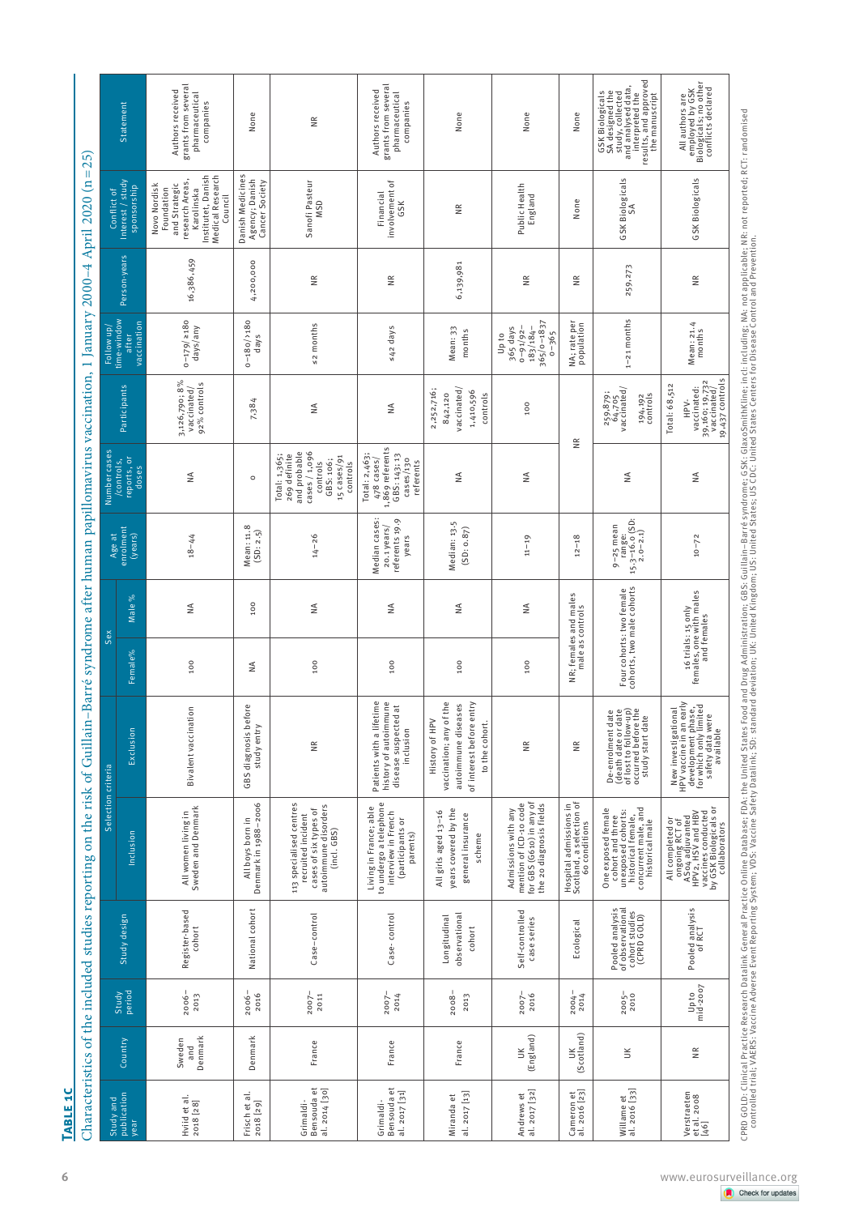**TABLE 1C**

Characteristics of the included studies reporting on the risk of Guillain–Barré syndrome after human papillomavirus vaccination, 1 January 2000–4 April 2020 (n = 25)

| Study and publication year | Country | Study period | Study design | Selection criteria | | Sex | | Age at enrolment (years) | Number cases /controls, reports, or doses | Participants | Follow up/ time-window after vaccination | Person-years | Conflict of Interest / study sponsorship | Statement |
|---|---|---|---|---|---|---|---|---|---|---|---|---|---|---|
| | | | | Inclusion | Exclusion | Female% | Male % | | | | | | | |
| Hvid et al. 2018 [28] | Sweden and Denmark | 2006–2013 | Register-based cohort | All women living in Sweden and Denmark | Bivalent vaccination | 100 | NA | 18–44 | NA | 3,126,790; 8% vaccinated/ 92% controls | 0–179/≥180 days/any | 16,386,459 | Novo Nordisk Foundation and Strategic research Areas, Karolinska Institutet, Danish Medical Research Council | Authors received grants from several pharmaceutical companies |
| Frisch et al. 2018 [29] | Denmark | 2006–2016 | National cohort | All boys born in Denmark in 1988–2006 | GBS diagnosis before study entry | NA | 100 | Mean: 11.8 (SD: 2.5) | 0 | 7,384 | 0–180/≥180 days | 4,200,000 | Danish Medicines Agency; Danish Cancer Society | None |
| Grimaldi-Bensouda et al. 2014 [30] | France | 2007–2011 | Case–control | 113 specialised centres recruited incident cases of six types of autoimmune disorders (incl. GBS) | NR | 100 | NA | 14–26 | Total: 1,365; 269 definite and probable cases / 1,096 controls GBS: 106; 15 cases/91 controls | NA | ≤2 months | NR | Sanofi Pasteur MSD | NR |
| Grimaldi-Bensouda et al. 2017 [31] | France | 2007–2014 | Case- control | Living in France; able to undergo a telephone interview in French (participants or parents) | Patients with a lifetime history of autoimmune disease suspected at inclusion | 100 | NA | Median cases: 20.1 years/ referents 19.9 years | Total: 2,463; 478 cases/ 1,869 referents GBS: 143/13 cases/130 referents | NA | ≤42 days | NR | Financial involvement of GSK | Authors received grants from several pharmaceutical companies |
| Miranda et al. 2017 [13] | France | 2008–2013 | Longitudinal observational cohort | All girls aged 13–16 years covered by the general insurance scheme | History of HPV vaccination; any of the autoimmune diseases of interest before entry to the cohort. | 100 | NA | Median: 13.5 (SD: 0.87) | NA | 2,252,716; 842,120 vaccinated/ 1,410,596 controls | Mean: 33 months | 6,139,981 | NR | None |
| Andrews et al. 2017 [32] | UK (England) | 2007–2016 | Self-controlled case series | Admissions with any mention of ICD-10 code for GBS (G61.0) in any of the 20 diagnosis fields | NR | 100 | NA | 11–19 | NA | 100 | Up to 365 days 0–91/92–183/184–365/0–1837 0–365 | NR | Public Health England | None |
| Cameron et al. 2016 [23] | UK (Scotland) | 2004–2014 | Ecological | Hospital admissions in Scotland, a selection of 60 conditions | NR | NR; females and males male as controls | | 12–18 | NR | | NA; rate per population | NR | None | None |
| Willame et al. 2016 [33] | UK | 2005–2010 | Pooled analysis of observational cohort studies (CPRD GOLD) | One exposed female cohort and three unexposed cohorts: historical female, concurrent male, and historical male | De-enrolment date (death date or date of lost to follow-up) occurred before the study start date | Four cohorts: two female cohorts, two male cohorts | | 9–25 mean range: 15.3–16.0 (SD: 2.0–2.1) | NA | 259,879; 64,705 vaccinated/ 194,192 controls | 1–21 months | 259,273 | GSK Biologicals SA | GSK Biologicals SA designed the study, collected and analysed data, interpreted the results, and approved the manuscript |
| Verstraeten et al. 2008 [46] | NR | Up to mid-2007 | Pooled analysis of RCT | All completed or ongoing RCT of AS04 adjuvanted HPV2, HSV and HBV vaccines conducted by GSK Biologicals or collaborators | New investigational HPV vaccine in an early development phase, for which only limited safety data were available | 16 trials: 15 only females, one with males and females | | 10–72 | NA | Total: 68,512 HPV-vaccinated: 39,160; 19,732 vaccinated/ 19,437 controls | Mean: 21.4 months | NR | GSK Biologicals | All authors are employed by GSK Biologicals; no other conflicts declared |

CPRD GOLD: Clinical Practice Research Datalink General Practice Online Database; FDA: the United States Food and Drug Administration; GBS: Guillain–Barré syndrome; GSK: GlaxoSmithKline; incl: including; NA: not applicable; NR: not reported; RCT: randomised controlled trial; SD: standard deviation; UK: United Kingdom; US: United States; US CDC: United States Centers for Disease Control and Prevention; VAERS: Vaccine Adverse Event Reporting System; VDS: Vaccine Safety Datalink.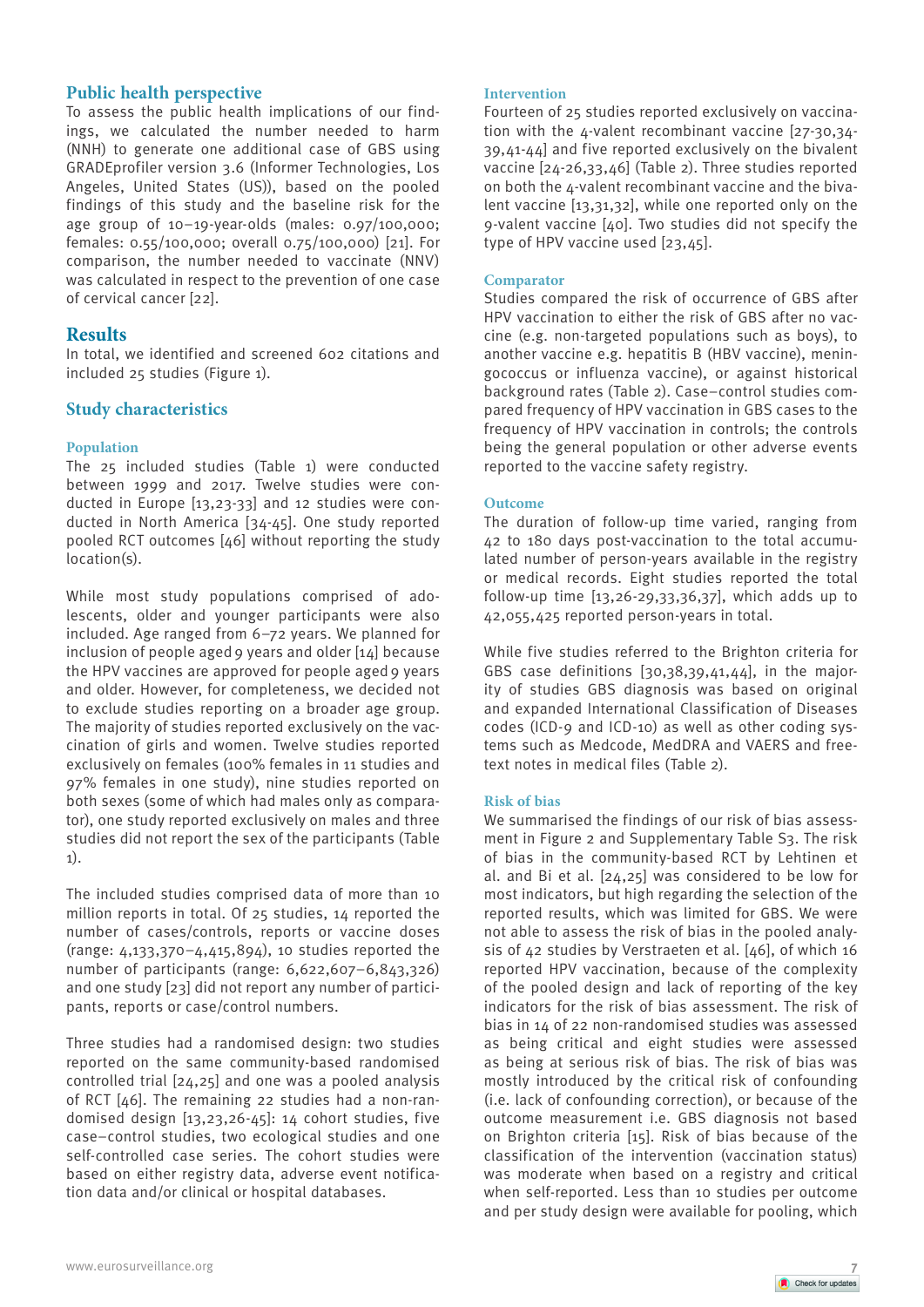## Public health perspective

To assess the public health implications of our findings, we calculated the number needed to harm (NNH) to generate one additional case of GBS using GRADEprofiler version 3.6 (Informer Technologies, Los Angeles, United States (US)), based on the pooled findings of this study and the baseline risk for the age group of 10–19-year-olds (males: 0.97/100,000; females: 0.55/100,000; overall 0.75/100,000) [21]. For comparison, the number needed to vaccinate (NNV) was calculated in respect to the prevention of one case of cervical cancer [22].

## Results

In total, we identified and screened 602 citations and included 25 studies (Figure 1).

## Study characteristics

### Population

The 25 included studies (Table 1) were conducted between 1999 and 2017. Twelve studies were conducted in Europe [13,23-33] and 12 studies were conducted in North America [34-45]. One study reported pooled RCT outcomes [46] without reporting the study location(s).

While most study populations comprised of adolescents, older and younger participants were also included. Age ranged from 6–72 years. We planned for inclusion of people aged 9 years and older [14] because the HPV vaccines are approved for people aged 9 years and older. However, for completeness, we decided not to exclude studies reporting on a broader age group. The majority of studies reported exclusively on the vaccination of girls and women. Twelve studies reported exclusively on females (100% females in 11 studies and 97% females in one study), nine studies reported on both sexes (some of which had males only as comparator), one study reported exclusively on males and three studies did not report the sex of the participants (Table 1).

The included studies comprised data of more than 10 million reports in total. Of 25 studies, 14 reported the number of cases/controls, reports or vaccine doses (range: 4,133,370–4,415,894), 10 studies reported the number of participants (range: 6,622,607–6,843,326) and one study [23] did not report any number of participants, reports or case/control numbers.

Three studies had a randomised design: two studies reported on the same community-based randomised controlled trial [24,25] and one was a pooled analysis of RCT [46]. The remaining 22 studies had a non-randomised design [13,23,26-45]: 14 cohort studies, five case–control studies, two ecological studies and one self-controlled case series. The cohort studies were based on either registry data, adverse event notification data and/or clinical or hospital databases.

### Intervention

Fourteen of 25 studies reported exclusively on vaccination with the 4-valent recombinant vaccine [27-30,34-39,41-44] and five reported exclusively on the bivalent vaccine [24-26,33,46] (Table 2). Three studies reported on both the 4-valent recombinant vaccine and the bivalent vaccine [13,31,32], while one reported only on the 9-valent vaccine [40]. Two studies did not specify the type of HPV vaccine used [23,45].

### Comparator

Studies compared the risk of occurrence of GBS after HPV vaccination to either the risk of GBS after no vaccine (e.g. non-targeted populations such as boys), to another vaccine e.g. hepatitis B (HBV vaccine), meningococcus or influenza vaccine), or against historical background rates (Table 2). Case–control studies compared frequency of HPV vaccination in GBS cases to the frequency of HPV vaccination in controls; the controls being the general population or other adverse events reported to the vaccine safety registry.

### Outcome

The duration of follow-up time varied, ranging from 42 to 180 days post-vaccination to the total accumulated number of person-years available in the registry or medical records. Eight studies reported the total follow-up time [13,26-29,33,36,37], which adds up to 42,055,425 reported person-years in total.

While five studies referred to the Brighton criteria for GBS case definitions [30,38,39,41,44], in the majority of studies GBS diagnosis was based on original and expanded International Classification of Diseases codes (ICD-9 and ICD-10) as well as other coding systems such as Medcode, MedDRA and VAERS and free-text notes in medical files (Table 2).

### Risk of bias

We summarised the findings of our risk of bias assessment in Figure 2 and Supplementary Table S3. The risk of bias in the community-based RCT by Lehtinen et al. and Bi et al. [24,25] was considered to be low for most indicators, but high regarding the selection of the reported results, which was limited for GBS. We were not able to assess the risk of bias in the pooled analysis of 42 studies by Verstraeten et al. [46], of which 16 reported HPV vaccination, because of the complexity of the pooled design and lack of reporting of the key indicators for the risk of bias assessment. The risk of bias in 14 of 22 non-randomised studies was assessed as being critical and eight studies were assessed as being at serious risk of bias. The risk of bias was mostly introduced by the critical risk of confounding (i.e. lack of confounding correction), or because of the outcome measurement i.e. GBS diagnosis not based on Brighton criteria [15]. Risk of bias because of the classification of the intervention (vaccination status) was moderate when based on a registry and critical when self-reported. Less than 10 studies per outcome and per study design were available for pooling, which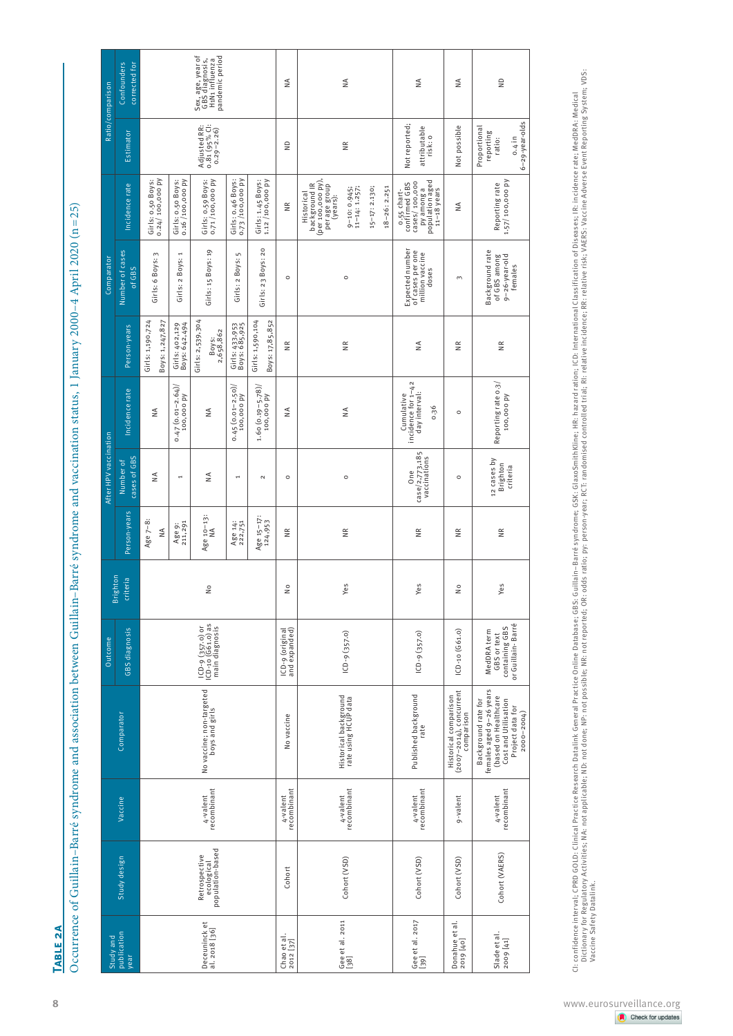**TABLE 2A**

Occurrence of Guillain–Barré syndrome and association between Guillain–Barré syndrome and vaccination status, 1 January 2000–4 April 2020 (n = 25)

| Study and publication year | Study design | Vaccine | Comparator | Outcome | | After HPV vaccination | | | Comparator | | | Ratio/comparison | |
|---|---|---|---|---|---|---|---|---|---|---|---|---|---|
| | | | | GBS diagnosis | Brighton criteria | Person-years | Number of cases of GBS | Incidence rate | Person-years | Number of cases of GBS | Incidence rate | Estimator | Confounders corrected for |
| Deceuninck et al. 2018 [36] | Retrospective ecological population-based | 4-valent recombinant | No vaccine; non-targeted boys and girls | ICD-9 (357.0) or ICD-10 (G61.0) as main diagnosis | No | Age 7–8: NA | NA | NA | Girls: 1,190,724 Boys: 1,247,827 | Girls: 6 Boys: 3 | Girls: 0.50 Boys: 0.24/ 100,000 py | Adjusted RR: 0.81 (95% CI: 0.29–2.26) | Sex, age, year of GBS diagnosis, H1N1 influenza pandemic period |
| | | | | | | Age 9: 211,291 | 1 | 0.47 (0.01–2.64)/ 100,000 py | Girls: 402,129 Boys: 642,494 | Girls: 2 Boys: 1 | Girls: 0.50 Boys: 0.16 /100,000 py | | |
| | | | | | | Age 10–13: NA | NA | NA | Girls: 2,539,304 Boys: 2,658,862 | Girls: 15 Boys: 19 | Girls: 0.59 Boys: 0.71/100,000 py | | |
| | | | | | | Age 14: 222,751 | 1 | 0.45 (0.01–2.50)/ 100,000 py | Girls: 433,953 Boys: 685,925 | Girls: 2 Boys: 5 | Girls: 0.46 Boys: 0.73 /100,000 py | | |
| | | | | | | Age 15–17: 124,953 | 2 | 1.60 (0.19–5.78)/ 100,000 py | Girls: 1,590,104 Boys: 17,85,852 | Girls: 23 Boys: 20 | Girls: 1.45 Boys: 1.12 /100,000 py | | |
| Chao et al. 2012 [37] | Cohort | 4-valent recombinant | No vaccine | ICD-9 (original and expanded) | No | NR | 0 | NA | NR | 0 | NR | ND | NA |
| Gee et al. 2011 [38] | Cohort (VSD) | 4-valent recombinant | Historical background rate using HCUP data | ICD-9 (357.0) | Yes | NR | 0 | NA | NR | 0 | Historical background IR (per 100,000 py), per age group (years): 9–10: 0.945; 11–14: 1.257; 15–17: 2.130; 18–26: 2.251 | NR | NA |
| Gee et al. 2017 [39] | Cohort (VSD) | 4-valent recombinant | Published background rate | ICD-9 (357.0) | Yes | NR | One case/2,773,185 vaccinations | Cumulative incidence for 1–42 day interval: 0.36 | NA | Expected number of cases per one million vaccine doses | 0.55 chart-confirmed GBS cases/100,000 py among a population aged 11–18 years | Not reported; attributable risk: 0 | NA |
| Donahue et al. 2019 [40] | Cohort (VSD) | 9-valent | Historical comparison (2007–2014), concurrent comparison | ICD-10 (G61.0) | No | NR | 0 | 0 | NR | 3 | NA | Not possible | NA |
| Slade et al. 2009 [41] | Cohort (VAERS) | 4-valent recombinant | Background rate for females aged 9–26 years (based on Healthcare Cost and Utilisation Project data for 2000–2004) | MedDRA term GBS or text containing GBS or Guillain- Barré | Yes | NR | 12 cases by Brighton criteria | Reporting rate 0.3/ 100,000 py | NR | Background rate of GBS among 9–26-year-old females | Reporting rate 1.57/100,000 py | Proportional reporting ratio: 0.4 in 6–29-year-olds | ND |

CI: confidence interval; CPRD GOLD: Clinical Practice Research Datalink General Practice Online Database; GBS: Guillain–Barré syndrome; GSK: GlaxoSmithKline; HR: hazard ration; ICD: International Classification of Diseases; IR: incidence rate; MedDRA: Medical Dictionary for Regulatory Activities; NA: not applicable; ND: not done; NP: not possible; NR: not reported; OR: odds ratio; py: person-year; RCT: randomised controlled trial; RI: relative incidence; RR: relative risk; VAERS: Vaccine Adverse Event Reporting System; VDS: Vaccine Safety Datalink.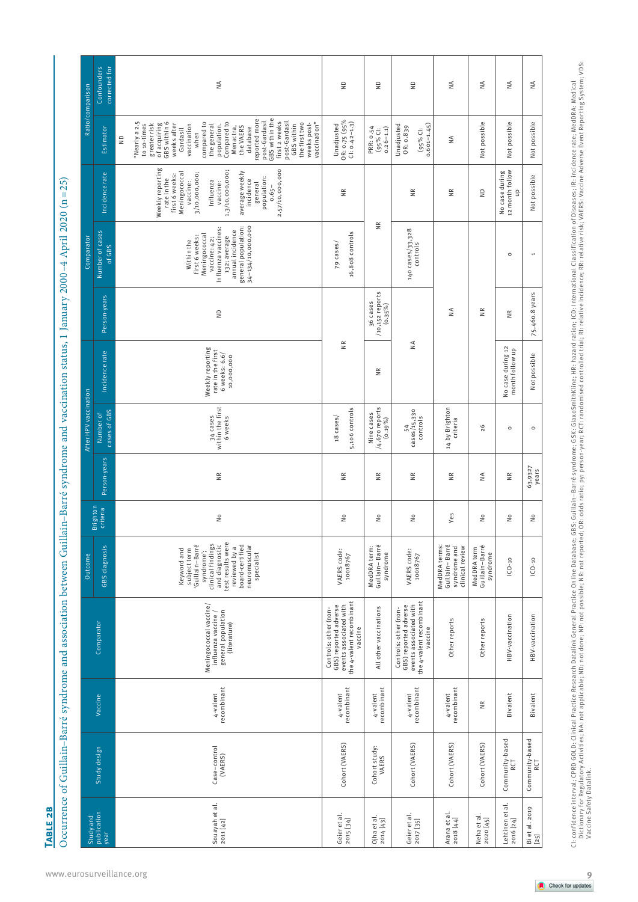**TABLE 2B**

Occurrence of Guillain–Barré syndrome and association between Guillain–Barré syndrome and vaccination status, 1 January 2000–4 April 2020 (n = 25)

| Study and publication year | Study design | Vaccine | Comparator | Outcome | | After HPV vaccination | | | Comparator | | | Ratio/comparison | | |
|---|---|---|---|---|---|---|---|---|---|---|---|---|---|---|
| | | | | GBS diagnosis | Brighton criteria | Person-years | Number of cases of GBS | Incidence rate | Person-years | Number of cases of GBS | Incidence rate | Estimator | Confounders corrected for |
| Souayah et al. 2011 [42] | Case–control (VAERS) | 4-valent recombinant | Meningococcal vaccine/ influenza vaccine / general population (literature) | Keyword and subject term 'Guillain–Barré syndrome'; clinical findings and diagnostic test results were reviewed by a board-certified neuromuscular specialist | No | NR | 34 cases within the first 6 weeks | Weekly reporting rate in the first 6 weeks: 6.6/ 10,000,000 | ND | Within the first 6 weeks: Meningococcal vaccine: 42; Influenza vaccines: 132; average annual incidence general population: 34–134/10,000,000 | Weekly reporting rate in the first 6 weeks: Meningococcal vaccine: 3/10,000,000; Influenza vaccine: 1.3/10,000,000; average weekly incidence general population: 0.65–2.57/10,000,000 | ND "Nearly a 2.5 to 10-times greater risk of acquiring GBS within 6 weeks after Gardasil vaccination when compared to the general population. Compared to Menactra, the VAERS database reported more post-Gardasil GBS within the first 2 weeks post-Gardasil GBS within the first two weeks post-vaccination" | NA |
| Geier et al. 2015 [34] | Cohort (VAERS) | 4-valent recombinant | Controls: other (non-GBS) reported adverse events associated with the 4-valent recombinant vaccine | VAERS code: 10018767 | No | NR | 18 cases/ 5,106 controls | NR | NR | 79 cases/ 16,808 controls | NR | Unadjusted OR: 0.75 (95% CI: 0.42–1.3) | ND |
| Ojha et al. 2014 [43] | Cohort study: VAERS | 4-valent recombinant | All other vaccinations | MedDRA term: Guillain–Barré syndrome | No | NR | Nine cases /4,670 reports (0.19%) | NR | 36 cases /10,152 reports (0.35%) | | NR | PRR: 0.54 (95% CI: 0.26–1.1) | ND |
| Geier et al. 2017 [35] | Cohort (VAERS) | 4-valent recombinant | Controls: other (non-GBS) reported adverse events associated with the 4-valent recombinant vaccine | VAERS code: 10018767 | No | NR | 54 cases/15,330 controls | NA | NA | 140 cases/33,328 controls | NR | Unadjusted OR: 0.839 (95% CI: 0.601–1.45) | ND |
| Arana et al. 2018 [44] | Cohort (VAERS) | 4-valent recombinant | Other reports | MedDRA terms: Guillain–Barré syndrome and clinical review | Yes | NR | 14 by Brighton criteria | | NA | | NR | NA | NA |
| Neha et al. 2020 [45] | Cohort (VAERS) | NR | Other reports | MedDRA term Guillain–Barré syndrome | No | NA | 26 | | NR | | ND | Not possible | NA |
| Lehtinen et al. 2016 [24] | Community-based RCT | Bivalent | HBV-vaccination | ICD-10 | No | NR | 0 | No case during 12 month follow up | NR | 0 | No case during 12 month follow up | Not possible | NA |
| Bi et al. 2019 [25] | Community-based RCT | Bivalent | HBV-vaccination | ICD-10 | No | 63,9327 years | 0 | Not possible | 75,460.8 years | 1 | Not possible | Not possible | NA |

CI: confidence interval; CPRD GOLD: Clinical Practice Research Datalink General Practice Online Database; GBS: Guillain–Barré syndrome; GSK: GlaxoSmithKline; HR: hazard ration; ICD: International Classification of Diseases; IR: incidence rate; MedDRA: Medical Dictionary for Regulatory Activities; NA: not applicable; ND: not done; NP: not possible; NR: not reported; OR: odds ratio; py: person-year; RCT: randomised controlled trial; RI: relative incidence; RR: relative risk; VAERS: Vaccine Adverse Event Reporting System; VDS: Vaccine Safety Datalink.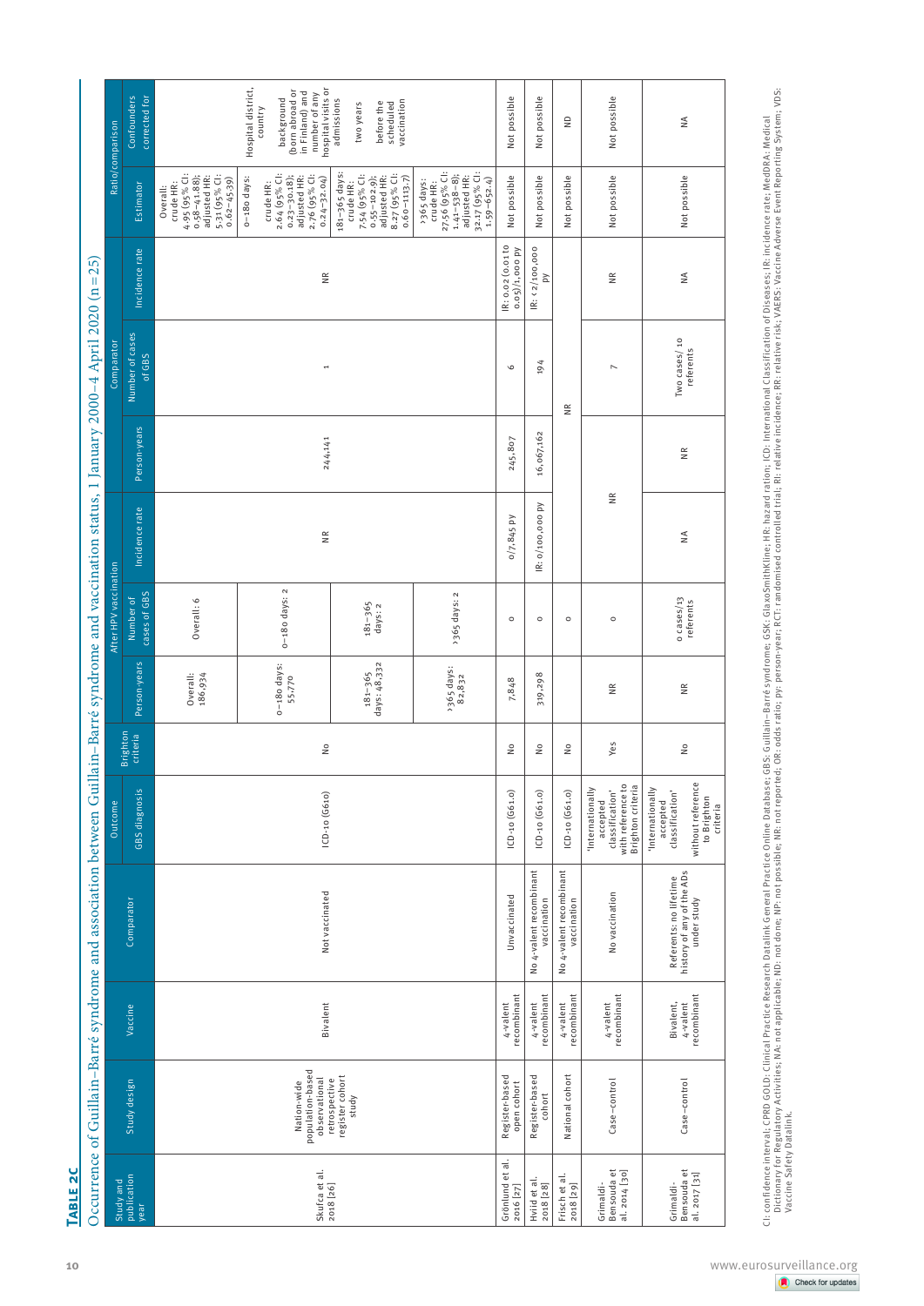**TABLE 2C**

Occurrence of Guillain–Barré syndrome and association between Guillain–Barré syndrome and vaccination status, 1 January 2000–4 April 2020 (n = 25)

| Study and publication year | Study design | Vaccine | Comparator | Outcome | | After HPV vaccination | | | Comparator | | | Ratio/comparison | |
|---|---|---|---|---|---|---|---|---|---|---|---|---|---|
| | | | | GBS diagnosis | Brighton criteria | Person-years | Number of cases of GBS | Incidence rate | Person-years | Number of cases of GBS | Incidence rate | Estimator | Confounders corrected for |
| Skufca et al. 2018 [26] | Nation-wide population-based observational retrospective register cohort study | Bivalent | Not vaccinated | ICD-10 (G610) | No | Overall: 186,934 | Overall: 6 | NR | 244,141 | 1 | NR | Overall: crude HR: 4.95 (95% CI: 0.58–41.88); adjusted HR: 5.31 (95% CI: 0.62–45.39) | Hospital district, country background (born abroad or in Finland) and number of any hospital visits or admissions two years before the scheduled vaccination |
| | | | | | | 0–180 days: 55,770 | 0–180 days: 2 | | | | | 0–180 days: crude HR: 2.64 (95% CI: 0.23–30.18); adjusted HR: 2.76 (95% CI: 0.24–32.04) | |
| | | | | | | 181–365 days: 48,332 | 181–365 days: 2 | | | | | 181–365 days: crude HR: 7.54 (95% CI: 0.55–102.9); adjusted HR: 8.27 (95% CI: 0.60–1113.7) | |
| | | | | | | >365 days: 82,832 | >365 days: 2 | | | | | >365 days: crude HR: 27.56 (95% CI: 1.41–538–8); adjusted HR: 32.17 (95% CI: 1.59–652.4) | |
| Grönlund et al. 2016 [27] | Register-based open cohort | 4-valent recombinant | Unvaccinated | ICD-10 (G61.0) | No | 7,848 | 0 | 0/7,845 py | 245,807 | 6 | IR: 0.02 (0.01 to 0.05)/1,000 py | Not possible | Not possible |
| Hviid et al. 2018 [28] | Register-based cohort | 4-valent recombinant | No 4-valent recombinant vaccination | ICD-10 (G61.0) | No | 319,298 | 0 | IR: 0/100,000 py | 16,067,162 | 194 | IR: <2/100,000 py | Not possible | Not possible |
| Frisch et al. 2018 [29] | National cohort | 4-valent recombinant | No 4-valent recombinant vaccination | ICD-10 (G61.0) | No | | 0 | | NR | | | Not possible | ND |
| Grimaldi-Bensouda et al. 2014 [30] | Case–control | 4-valent recombinant | No vaccination | 'Internationally accepted classification' with reference to Brighton criteria | Yes | NR | 0 | NR | | 7 | NR | Not possible | Not possible |
| Grimaldi-Bensouda et al. 2017 [31] | Case–control | Bivalent, 4-valent recombinant | Referents: no lifetime history of any of the ADs under study | 'Internationally accepted classification' without reference to Brighton criteria | No | NR | 0 cases/13 referents | NA | NR | Two cases/ 10 referents | NA | Not possible | NA |

CI: confidence interval; CPRD GOLD: Clinical Practice Research Datalink General Practice Online Database; GBS: Guillain–Barré syndrome; GSK: GlaxoSmithKline; HR: hazard ration; ICD: International Classification of Diseases; IR: incidence rate; MedDRA: Medical Dictionary for Regulatory Activities; NA: not applicable; ND: not done; NP: not possible; NR: not reported; OR: odds ratio; py: person-year; RCT: randomised controlled trial; RI: relative incidence; RR: relative risk; VAERS: Vaccine Adverse Event Reporting System; VDS: Vaccine Safety Datalink.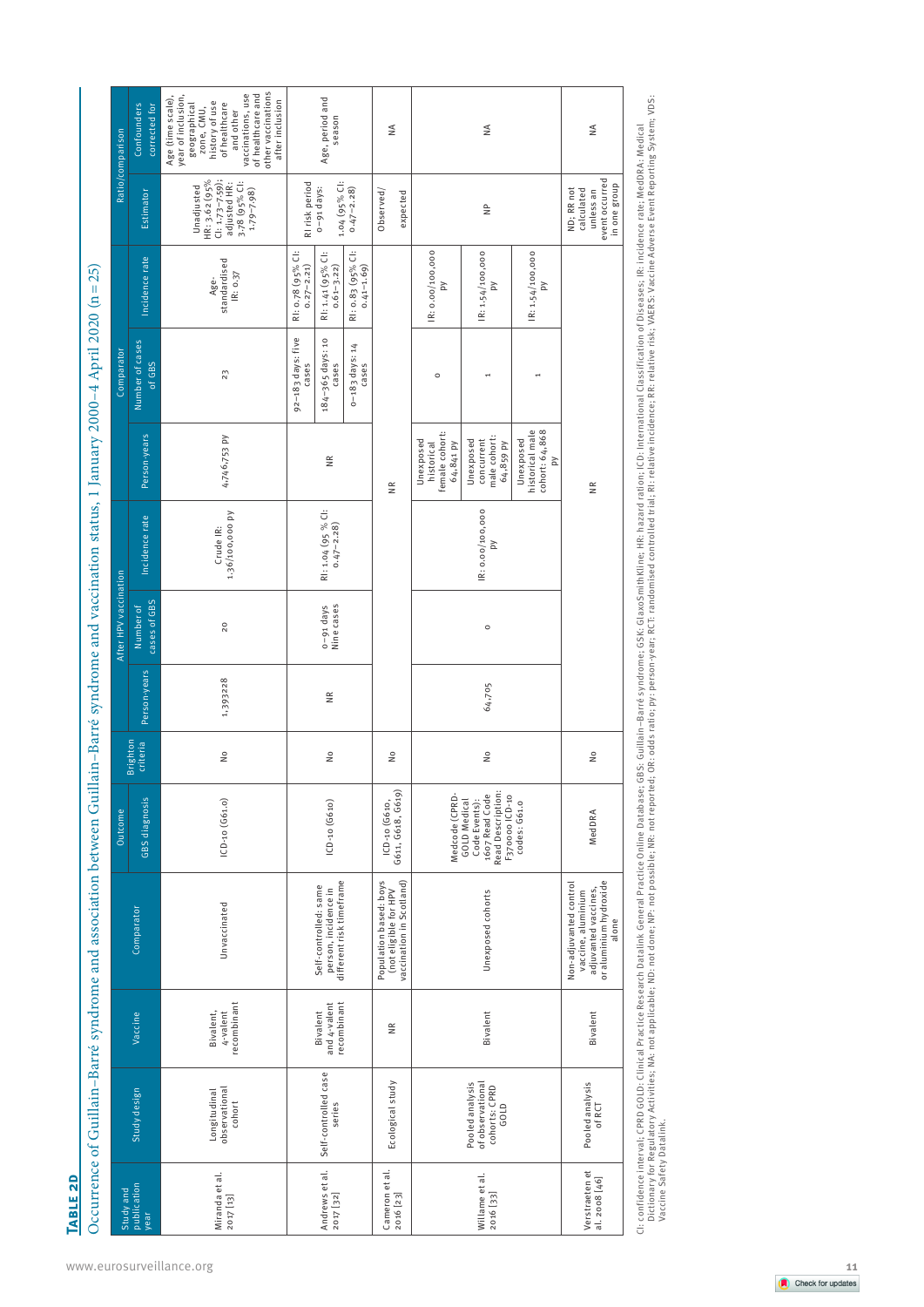**TABLE 2D**

Occurrence of Guillain–Barré syndrome and association between Guillain–Barré syndrome and vaccination status, 1 January 2000–4 April 2020 (n = 25)

| Study and publication year | Study design | Vaccine | Comparator | Outcome | | After HPV vaccination | | | Comparator | | | Ratio/comparison | |
|---|---|---|---|---|---|---|---|---|---|---|---|---|---|
| | | | | GBS diagnosis | Brighton criteria | Person-years | Number of cases of GBS | Incidence rate | Person-years | Number of cases of GBS | Incidence rate | Estimator | Confounders corrected for |
| Miranda et al. 2017 [13] | Longitudinal observational cohort | Bivalent, 4-valent recombinant | Unvaccinated | ICD-10 (G61.0) | No | 1,393228 | 20 | Crude IR: 1.36/100,000 py | 4,746,753 py | 23 | Age-standardised IR: 0.37 | Unadjusted HR: 3.62 (95% CI: 1.73–7.59); adjusted HR: 3.78 (95% CI: 1.79–7.98) | Age (time scale), year of inclusion, geographical zone, CMU, history of use of healthcare and other vaccinations, use of healthcare and other vaccinations after inclusion |
| Andrews et al. 2017 [32] | Self-controlled case series | Bivalent and 4-valent recombinant | Self-controlled: same person, incidence in different risk timeframe | ICD-10 (G610) | No | NR | 0–91 days Nine cases | RI: 1.04 (95 % CI: 0.47–2.28) | NR | 92–183 days: five cases | RI: 0.78 (95% CI: 0.27–2.21) | RI risk period 0–91 days: 1.04 (95% CI: 0.47–2.28) | Age, period and season |
| | | | | | | | | | | 184–365 days: 10 cases | RI: 1.41 (95% CI: 0.61–3.22) | | |
| | | | | | | | | | | 0–183 days: 14 cases | RI: 0.83 (95% CI: 0.41–1.69) | | |
| Cameron et al. 2016 [23] | Ecological study | NR | Population based: boys (not eligible for HPV vaccination in Scotland) | ICD-10 (G610, G611, G618, G619) | No | NR | | | | | | Observed/expected | NA |
| Willame et al. 2016 [33] | Pooled analysis of observational cohorts: CPRD GOLD | Bivalent | Unexposed cohorts | Medcode (CPRD-GOLD Medical Code Events): 1607 Read Code Read Description: F370000 ICD-10 codes: G61.0 | No | 64,705 | 0 | IR: 0.00/100,000 py | Unexposed historical female cohort: 64,841 py | 0 | IR: 0.00/100,000 py | NP | NA |
| | | | | | | | | | Unexposed concurrent male cohort: 64,859 py | 1 | IR: 1.54/100,000 py | | |
| | | | | | | | | | Unexposed historical male cohort: 64,868 py | 1 | IR: 1.54/100,000 py | | |
| Verstraeten et al. 2008 [46] | Pooled analysis of RCT | Bivalent | Non-adjuvanted control vaccine, aluminium adjuvanted vaccines, or aluminium hydroxide alone | MedDRA | No | NR | | | | | | ND; RR not calculated unless an event occurred in one group | NA |

CI: confidence interval; CPRD GOLD: Clinical Practice Research Datalink General Practice Online Database; GBS: Guillain–Barré syndrome; GSK: GlaxoSmithKline; HR: hazard ration; ICD: International Classification of Diseases; IR: incidence rate; MedDRA: Medical Dictionary for Regulatory Activities; NA: not applicable; ND: not done; NP: not possible; NR: not reported; OR: odds ratio; py: person-year; RCT: randomised controlled trial; RI: relative incidence; RR: relative risk; VAERS: Vaccine Adverse Event Reporting System; VDS: Vaccine Safety Datalink.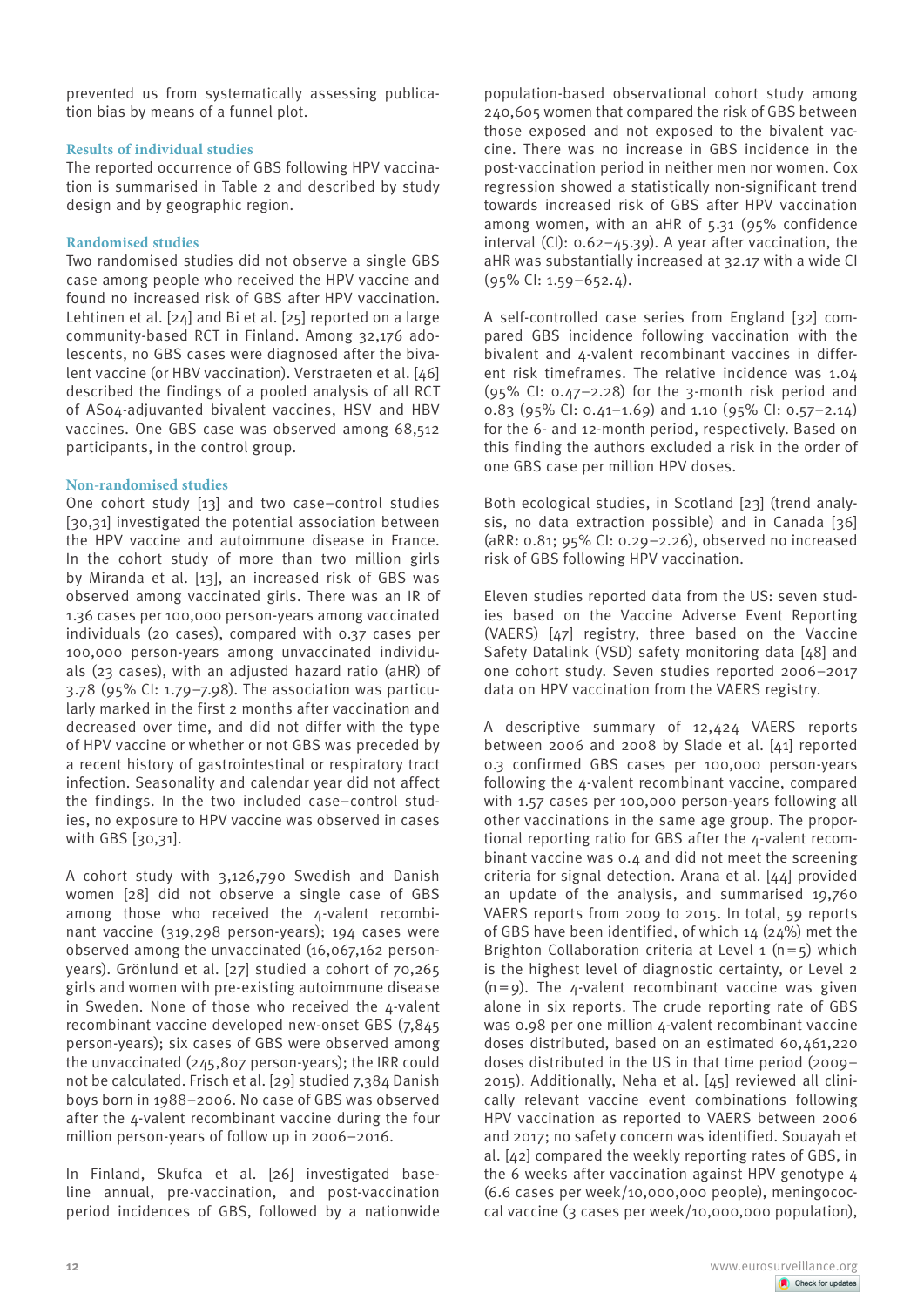prevented us from systematically assessing publication bias by means of a funnel plot.

### Results of individual studies

The reported occurrence of GBS following HPV vaccination is summarised in Table 2 and described by study design and by geographic region.

### Randomised studies

Two randomised studies did not observe a single GBS case among people who received the HPV vaccine and found no increased risk of GBS after HPV vaccination. Lehtinen et al. [24] and Bi et al. [25] reported on a large community-based RCT in Finland. Among 32,176 adolescents, no GBS cases were diagnosed after the bivalent vaccine (or HBV vaccination). Verstraeten et al. [46] described the findings of a pooled analysis of all RCT of AS04-adjuvanted bivalent vaccines, HSV and HBV vaccines. One GBS case was observed among 68,512 participants, in the control group.

### Non-randomised studies

One cohort study [13] and two case–control studies [30,31] investigated the potential association between the HPV vaccine and autoimmune disease in France. In the cohort study of more than two million girls by Miranda et al. [13], an increased risk of GBS was observed among vaccinated girls. There was an IR of 1.36 cases per 100,000 person-years among vaccinated individuals (20 cases), compared with 0.37 cases per 100,000 person-years among unvaccinated individuals (23 cases), with an adjusted hazard ratio (aHR) of 3.78 (95% CI: 1.79–7.98). The association was particularly marked in the first 2 months after vaccination and decreased over time, and did not differ with the type of HPV vaccine or whether or not GBS was preceded by a recent history of gastrointestinal or respiratory tract infection. Seasonality and calendar year did not affect the findings. In the two included case–control studies, no exposure to HPV vaccine was observed in cases with GBS [30,31].

A cohort study with 3,126,790 Swedish and Danish women [28] did not observe a single case of GBS among those who received the 4-valent recombinant vaccine (319,298 person-years); 194 cases were observed among the unvaccinated (16,067,162 person-years). Grönlund et al. [27] studied a cohort of 70,265 girls and women with pre-existing autoimmune disease in Sweden. None of those who received the 4-valent recombinant vaccine developed new-onset GBS (7,845 person-years); six cases of GBS were observed among the unvaccinated (245,807 person-years); the IRR could not be calculated. Frisch et al. [29] studied 7,384 Danish boys born in 1988–2006. No case of GBS was observed after the 4-valent recombinant vaccine during the four million person-years of follow up in 2006–2016.

In Finland, Skufca et al. [26] investigated baseline annual, pre-vaccination, and post-vaccination period incidences of GBS, followed by a nationwide population-based observational cohort study among 240,605 women that compared the risk of GBS between those exposed and not exposed to the bivalent vaccine. There was no increase in GBS incidence in the post-vaccination period in neither men nor women. Cox regression showed a statistically non-significant trend towards increased risk of GBS after HPV vaccination among women, with an aHR of 5.31 (95% confidence interval (CI): 0.62–45.39). A year after vaccination, the aHR was substantially increased at 32.17 with a wide CI (95% CI: 1.59–652.4).

A self-controlled case series from England [32] compared GBS incidence following vaccination with the bivalent and 4-valent recombinant vaccines in different risk timeframes. The relative incidence was 1.04 (95% CI: 0.47–2.28) for the 3-month risk period and 0.83 (95% CI: 0.41–1.69) and 1.10 (95% CI: 0.57–2.14) for the 6- and 12-month period, respectively. Based on this finding the authors excluded a risk in the order of one GBS case per million HPV doses.

Both ecological studies, in Scotland [23] (trend analysis, no data extraction possible) and in Canada [36] (aRR: 0.81; 95% CI: 0.29–2.26), observed no increased risk of GBS following HPV vaccination.

Eleven studies reported data from the US: seven studies based on the Vaccine Adverse Event Reporting (VAERS) [47] registry, three based on the Vaccine Safety Datalink (VSD) safety monitoring data [48] and one cohort study. Seven studies reported 2006–2017 data on HPV vaccination from the VAERS registry.

A descriptive summary of 12,424 VAERS reports between 2006 and 2008 by Slade et al. [41] reported 0.3 confirmed GBS cases per 100,000 person-years following the 4-valent recombinant vaccine, compared with 1.57 cases per 100,000 person-years following all other vaccinations in the same age group. The proportional reporting ratio for GBS after the 4-valent recombinant vaccine was 0.4 and did not meet the screening criteria for signal detection. Arana et al. [44] provided an update of the analysis, and summarised 19,760 VAERS reports from 2009 to 2015. In total, 59 reports of GBS have been identified, of which 14 (24%) met the Brighton Collaboration criteria at Level 1 (n = 5) which is the highest level of diagnostic certainty, or Level 2 (n = 9). The 4-valent recombinant vaccine was given alone in six reports. The crude reporting rate of GBS was 0.98 per one million 4-valent recombinant vaccine doses distributed, based on an estimated 60,461,220 doses distributed in the US in that time period (2009–2015). Additionally, Neha et al. [45] reviewed all clinically relevant vaccine event combinations following HPV vaccination as reported to VAERS between 2006 and 2017; no safety concern was identified. Souayah et al. [42] compared the weekly reporting rates of GBS, in the 6 weeks after vaccination against HPV genotype 4 (6.6 cases per week/10,000,000 people), meningococcal vaccine (3 cases per week/10,000,000 population),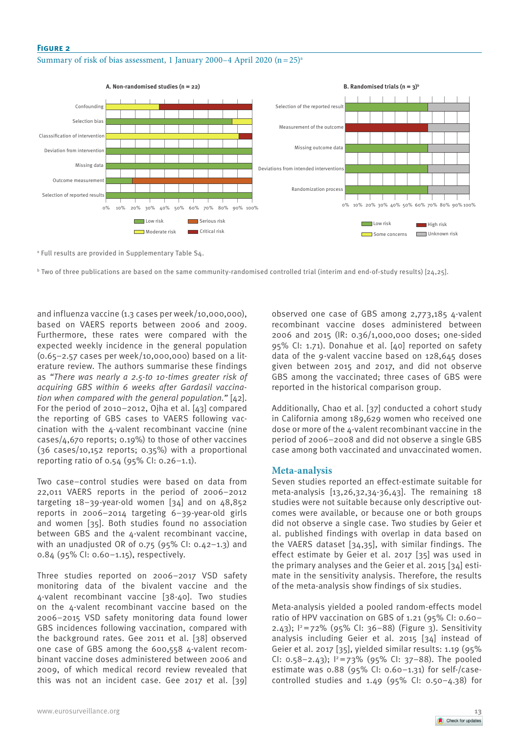**Figure 2**

Summary of risk of bias assessment, 1 January 2000–4 April 2020 (n = 25)[a]

A. Non-randomised studies (n = 22)

B. Randomised trials (n = 3)[b]

[a] Full results are provided in Supplementary Table S4.

[b] Two of three publications are based on the same community-randomised controlled trial (interim and end-of-study results) [24,25].

and influenza vaccine (1.3 cases per week/10,000,000), based on VAERS reports between 2006 and 2009. Furthermore, these rates were compared with the expected weekly incidence in the general population (0.65–2.57 cases per week/10,000,000) based on a literature review. The authors summarise these findings as *"There was nearly a 2.5-to 10-times greater risk of acquiring GBS within 6 weeks after Gardasil vaccination when compared with the general population."* [42]. For the period of 2010–2012, Ojha et al. [43] compared the reporting of GBS cases to VAERS following vaccination with the 4-valent recombinant vaccine (nine cases/4,670 reports; 0.19%) to those of other vaccines (36 cases/10,152 reports; 0.35%) with a proportional reporting ratio of 0.54 (95% CI: 0.26–1.1).

Two case–control studies were based on data from 22,011 VAERS reports in the period of 2006–2012 targeting 18–39-year-old women [34] and on 48,852 reports in 2006–2014 targeting 6–39-year-old girls and women [35]. Both studies found no association between GBS and the 4-valent recombinant vaccine, with an unadjusted OR of 0.75 (95% CI: 0.42–1.3) and 0.84 (95% CI: 0.60–1.15), respectively.

Three studies reported on 2006–2017 VSD safety monitoring data of the bivalent vaccine and the 4-valent recombinant vaccine [38-40]. Two studies on the 4-valent recombinant vaccine based on the 2006–2015 VSD safety monitoring data found lower GBS incidences following vaccination, compared with the background rates. Gee 2011 et al. [38] observed one case of GBS among the 600,558 4-valent recombinant vaccine doses administered between 2006 and 2009, of which medical record review revealed that this was not an incident case. Gee 2017 et al. [39] observed one case of GBS among 2,773,185 4-valent recombinant vaccine doses administered between 2006 and 2015 (IR: 0.36/1,000,000 doses; one-sided 95% CI: 1.71). Donahue et al. [40] reported on safety data of the 9-valent vaccine based on 128,645 doses given between 2015 and 2017, and did not observe GBS among the vaccinated; three cases of GBS were reported in the historical comparison group.

Additionally, Chao et al. [37] conducted a cohort study in California among 189,629 women who received one dose or more of the 4-valent recombinant vaccine in the period of 2006–2008 and did not observe a single GBS case among both vaccinated and unvaccinated women.

## Meta-analysis

Seven studies reported an effect-estimate suitable for meta-analysis [13,26,32,34-36,43]. The remaining 18 studies were not suitable because only descriptive outcomes were available, or because one or both groups did not observe a single case. Two studies by Geier et al. published findings with overlap in data based on the VAERS dataset [34,35], with similar findings. The effect estimate by Geier et al. 2017 [35] was used in the primary analyses and the Geier et al. 2015 [34] estimate in the sensitivity analysis. Therefore, the results of the meta-analysis show findings of six studies.

Meta-analysis yielded a pooled random-effects model ratio of HPV vaccination on GBS of 1.21 (95% CI: 0.60–2.43); $I^2 = 72\%$ (95% CI: 36–88) (Figure 3). Sensitivity analysis including Geier et al. 2015 [34] instead of Geier et al. 2017 [35], yielded similar results: 1.19 (95% CI: 0.58–2.43); $I^2 = 73\%$ (95% CI: 37–88). The pooled estimate was 0.88 (95% CI: 0.60–1.31) for self-/case-controlled studies and 1.49 (95% CI: 0.50–4.38) for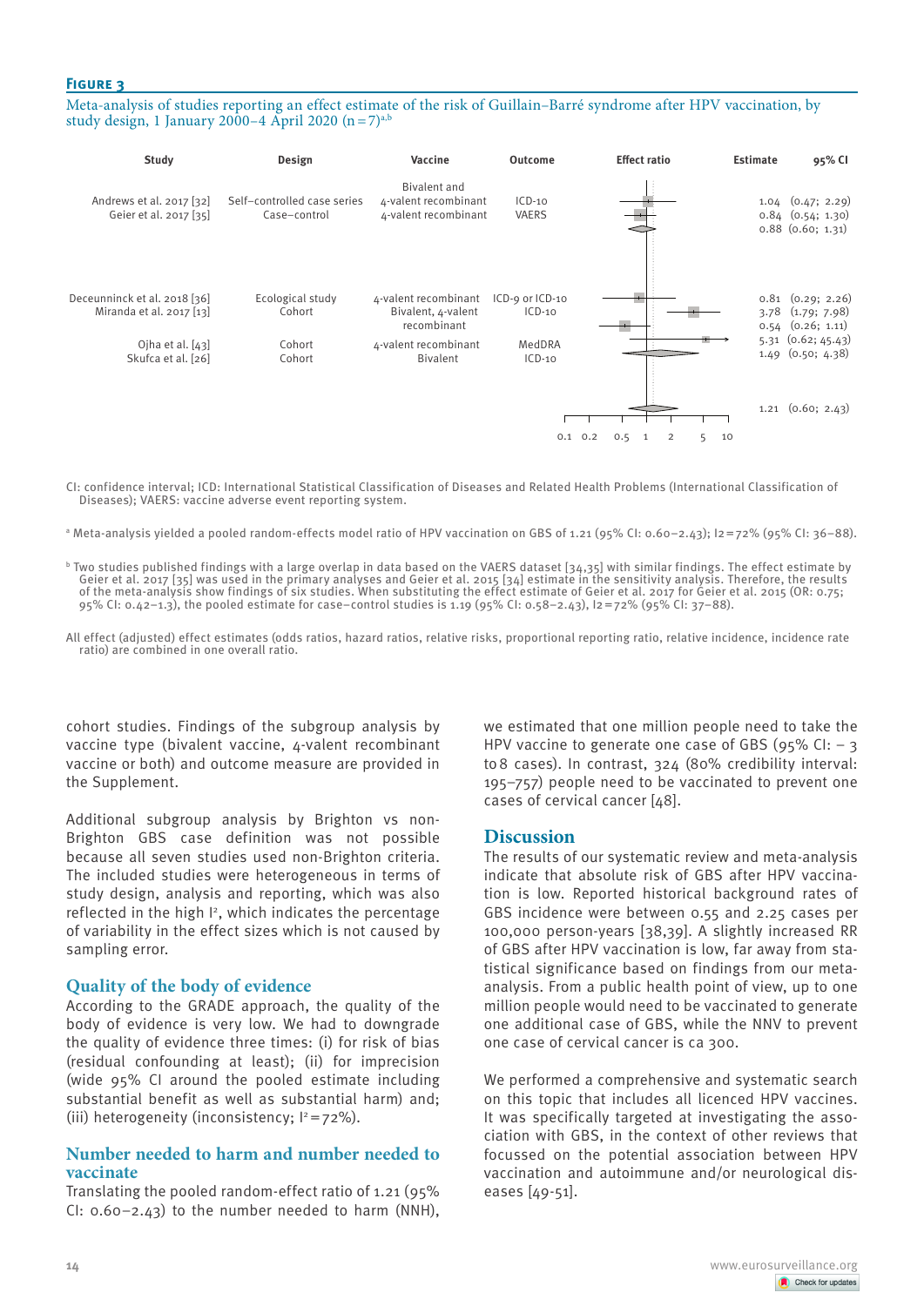**Figure 3**

Meta-analysis of studies reporting an effect estimate of the risk of Guillain–Barré syndrome after HPV vaccination, by study design, 1 January 2000–4 April 2020 (n = 7)[a,b]

| Study | Design | Vaccine | Outcome | Estimate | 95% CI |
|---|---|---|---|---|---|
| Andrews et al. 2017 [32] | Self–controlled case series | Bivalent and 4-valent recombinant | ICD-10 | 1.04 | (0.47; 2.29) |
| Geier et al. 2017 [35] | Case–control | 4-valent recombinant | VAERS | 0.84 | (0.54; 1.30) |
| | | | | 0.88 | (0.60; 1.31) |
| Deceunninck et al. 2018 [36] | Ecological study | 4-valent recombinant | ICD-9 or ICD-10 | 0.81 | (0.29; 2.26) |
| Miranda et al. 2017 [13] | Cohort | Bivalent, 4-valent recombinant | ICD-10 | 3.78 | (1.79; 7.98) |
| | | | | 0.54 | (0.26; 1.11) |
| Ojha et al. [43] | Cohort | 4-valent recombinant | MedDRA | 5.31 | (0.62; 45.43) |
| Skufca et al. [26] | Cohort | Bivalent | ICD-10 | 1.49 | (0.50; 4.38) |
| | | | | 1.21 | (0.60; 2.43) |

CI: confidence interval; ICD: International Statistical Classification of Diseases and Related Health Problems (International Classification of Diseases); VAERS: vaccine adverse event reporting system.

[a] Meta-analysis yielded a pooled random-effects model ratio of HPV vaccination on GBS of 1.21 (95% CI: 0.60–2.43); I2 = 72% (95% CI: 36–88).

[b] Two studies published findings with a large overlap in data based on the VAERS dataset [34,35] with similar findings. The effect estimate by Geier et al. 2017 [35] was used in the primary analyses and Geier et al. 2015 [34] estimate in the sensitivity analysis. Therefore, the results of the meta-analysis show findings of six studies. When substituting the effect estimate of Geier et al. 2017 for Geier et al. 2015 (OR: 0.75; 95% CI: 0.42–1.3), the pooled estimate for case–control studies is 1.19 (95% CI: 0.58–2.43), I2 = 72% (95% CI: 37–88).

All effect (adjusted) effect estimates (odds ratios, hazard ratios, relative risks, proportional reporting ratio, relative incidence, incidence rate ratio) are combined in one overall ratio.

cohort studies. Findings of the subgroup analysis by vaccine type (bivalent vaccine, 4-valent recombinant vaccine or both) and outcome measure are provided in the Supplement.

Additional subgroup analysis by Brighton vs non-Brighton GBS case definition was not possible because all seven studies used non-Brighton criteria. The included studies were heterogeneous in terms of study design, analysis and reporting, which was also reflected in the high $I^2$, which indicates the percentage of variability in the effect sizes which is not caused by sampling error.

## Quality of the body of evidence

According to the GRADE approach, the quality of the body of evidence is very low. We had to downgrade the quality of evidence three times: (i) for risk of bias (residual confounding at least); (ii) for imprecision (wide 95% CI around the pooled estimate including substantial benefit as well as substantial harm) and; (iii) heterogeneity (inconsistency; $I^2 = 72\%$).

## Number needed to harm and number needed to vaccinate

Translating the pooled random-effect ratio of 1.21 (95% CI: 0.60–2.43) to the number needed to harm (NNH), we estimated that one million people need to take the HPV vaccine to generate one case of GBS (95% CI: − 3 to 8 cases). In contrast, 324 (80% credibility interval: 195–757) people need to be vaccinated to prevent one cases of cervical cancer [48].

# Discussion

The results of our systematic review and meta-analysis indicate that absolute risk of GBS after HPV vaccination is low. Reported historical background rates of GBS incidence were between 0.55 and 2.25 cases per 100,000 person-years [38,39]. A slightly increased RR of GBS after HPV vaccination is low, far away from statistical significance based on findings from our meta-analysis. From a public health point of view, up to one million people would need to be vaccinated to generate one additional case of GBS, while the NNV to prevent one case of cervical cancer is ca 300.

We performed a comprehensive and systematic search on this topic that includes all licenced HPV vaccines. It was specifically targeted at investigating the association with GBS, in the context of other reviews that focussed on the potential association between HPV vaccination and autoimmune and/or neurological diseases [49-51].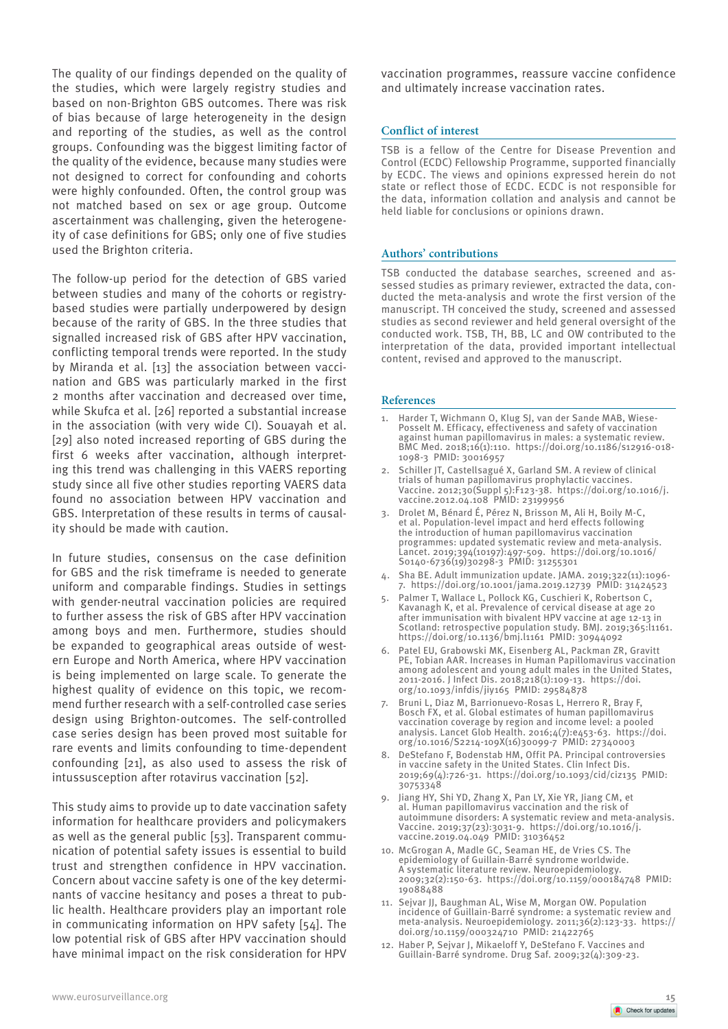The quality of our findings depended on the quality of the studies, which were largely registry studies and based on non-Brighton GBS outcomes. There was risk of bias because of large heterogeneity in the design and reporting of the studies, as well as the control groups. Confounding was the biggest limiting factor of the quality of the evidence, because many studies were not designed to correct for confounding and cohorts were highly confounded. Often, the control group was not matched based on sex or age group. Outcome ascertainment was challenging, given the heterogeneity of case definitions for GBS; only one of five studies used the Brighton criteria.

The follow-up period for the detection of GBS varied between studies and many of the cohorts or registry-based studies were partially underpowered by design because of the rarity of GBS. In the three studies that signalled increased risk of GBS after HPV vaccination, conflicting temporal trends were reported. In the study by Miranda et al. [13] the association between vaccination and GBS was particularly marked in the first 2 months after vaccination and decreased over time, while Skufca et al. [26] reported a substantial increase in the association (with very wide CI). Souayah et al. [29] also noted increased reporting of GBS during the first 6 weeks after vaccination, although interpreting this trend was challenging in this VAERS reporting study since all five other studies reporting VAERS data found no association between HPV vaccination and GBS. Interpretation of these results in terms of causality should be made with caution.

In future studies, consensus on the case definition for GBS and the risk timeframe is needed to generate uniform and comparable findings. Studies in settings with gender-neutral vaccination policies are required to further assess the risk of GBS after HPV vaccination among boys and men. Furthermore, studies should be expanded to geographical areas outside of western Europe and North America, where HPV vaccination is being implemented on large scale. To generate the highest quality of evidence on this topic, we recommend further research with a self-controlled case series design using Brighton-outcomes. The self-controlled case series design has been proved most suitable for rare events and limits confounding to time-dependent confounding [21], as also used to assess the risk of intussusception after rotavirus vaccination [52].

This study aims to provide up to date vaccination safety information for healthcare providers and policymakers as well as the general public [53]. Transparent communication of potential safety issues is essential to build trust and strengthen confidence in HPV vaccination. Concern about vaccine safety is one of the key determinants of vaccine hesitancy and poses a threat to public health. Healthcare providers play an important role in communicating information on HPV safety [54]. The low potential risk of GBS after HPV vaccination should have minimal impact on the risk consideration for HPV vaccination programmes, reassure vaccine confidence and ultimately increase vaccination rates.

## Conflict of interest

TSB is a fellow of the Centre for Disease Prevention and Control (ECDC) Fellowship Programme, supported financially by ECDC. The views and opinions expressed herein do not state or reflect those of ECDC. ECDC is not responsible for the data, information collation and analysis and cannot be held liable for conclusions or opinions drawn.

## Authors' contributions

TSB conducted the database searches, screened and assessed studies as primary reviewer, extracted the data, conducted the meta-analysis and wrote the first version of the manuscript. TH conceived the study, screened and assessed studies as second reviewer and held general oversight of the conducted work. TSB, TH, BB, LC and OW contributed to the interpretation of the data, provided important intellectual content, revised and approved to the manuscript.

## References

1. Harder T, Wichmann O, Klug SJ, van der Sande MAB, Wiese-Posselt M. Efficacy, effectiveness and safety of vaccination against human papillomavirus in males: a systematic review. BMC Med. 2018;16(1):110. https://doi.org/10.1186/s12916-018-1098-3 PMID: 30016957
2. Schiller JT, Castellsagué X, Garland SM. A review of clinical trials of human papillomavirus prophylactic vaccines. Vaccine. 2012;30(Suppl 5):F123-38. https://doi.org/10.1016/j.vaccine.2012.04.108 PMID: 23199956
3. Drolet M, Bénard É, Pérez N, Brisson M, Ali H, Boily M-C, et al. Population-level impact and herd effects following the introduction of human papillomavirus vaccination programmes: updated systematic review and meta-analysis. Lancet. 2019;394(10197):497-509. https://doi.org/10.1016/S0140-6736(19)30298-3 PMID: 31255301
4. Sha BE. Adult immunization update. JAMA. 2019;322(11):1096-7. https://doi.org/10.1001/jama.2019.12739 PMID: 31424523
5. Palmer T, Wallace L, Pollock KG, Cuschieri K, Robertson C, Kavanagh K, et al. Prevalence of cervical disease at age 20 after immunisation with bivalent HPV vaccine at age 12-13 in Scotland: retrospective population study. BMJ. 2019;365:l1161. https://doi.org/10.1136/bmj.l1161 PMID: 30944092
6. Patel EU, Grabowski MK, Eisenberg AL, Packman ZR, Gravitt PE, Tobian AAR. Increases in Human Papillomavirus vaccination among adolescent and young adult males in the United States, 2011-2016. J Infect Dis. 2018;218(1):109-13. https://doi.org/10.1093/infdis/jiy165 PMID: 29584878
7. Bruni L, Diaz M, Barrionuevo-Rosas L, Herrero R, Bray F, Bosch FX, et al. Global estimates of human papillomavirus vaccination coverage by region and income level: a pooled analysis. Lancet Glob Health. 2016;4(7):e453-63. https://doi.org/10.1016/S2214-109X(16)30099-7 PMID: 27340003
8. DeStefano F, Bodenstab HM, Offit PA. Principal controversies in vaccine safety in the United States. Clin Infect Dis. 2019;69(4):726-31. https://doi.org/10.1093/cid/ciz135 PMID: 30753348
9. Jiang HY, Shi YD, Zhang X, Pan LY, Xie YR, Jiang CM, et al. Human papillomavirus vaccination and the risk of autoimmune disorders: A systematic review and meta-analysis. Vaccine. 2019;37(23):3031-9. https://doi.org/10.1016/j.vaccine.2019.04.049 PMID: 31036452
10. McGrogan A, Madle GC, Seaman HE, de Vries CS. The epidemiology of Guillain-Barré syndrome worldwide. A systematic literature review. Neuroepidemiology. 2009;32(2):150-63. https://doi.org/10.1159/000184748 PMID: 19088488
11. Sejvar JJ, Baughman AL, Wise M, Morgan OW. Population incidence of Guillain-Barré syndrome: a systematic review and meta-analysis. Neuroepidemiology. 2011;36(2):123-33. https://doi.org/10.1159/000324710 PMID: 21422765
12. Haber P, Sejvar J, Mikaeloff Y, DeStefano F. Vaccines and Guillain-Barré syndrome. Drug Saf. 2009;32(4):309-23.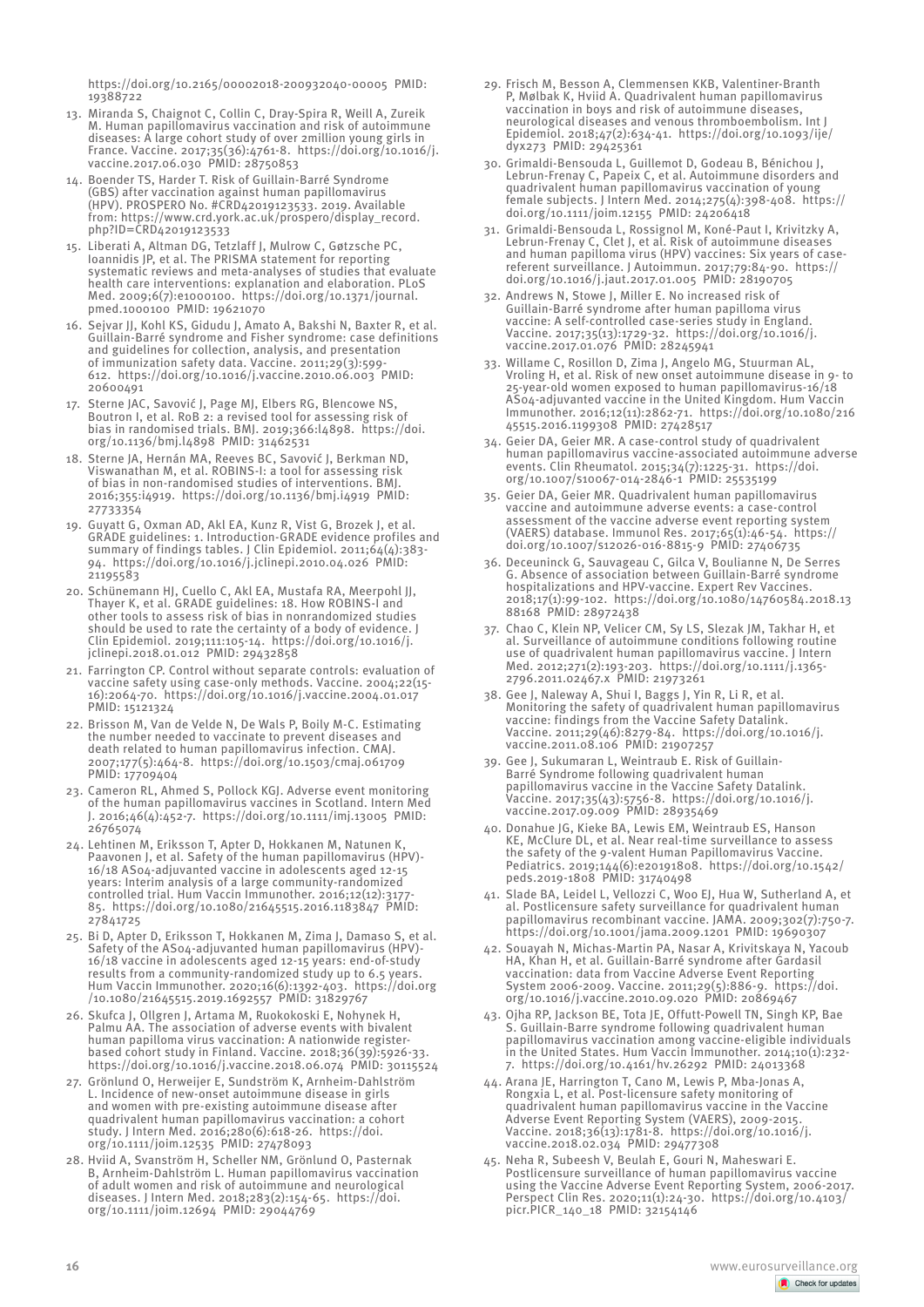https://doi.org/10.2165/00002018-200932040-00005 PMID: 19388722

13. Miranda S, Chaignot C, Collin C, Dray-Spira R, Weill A, Zureik M. Human papillomavirus vaccination and risk of autoimmune diseases: A large cohort study of over 2million young girls in France. Vaccine. 2017;35(36):4761-8. https://doi.org/10.1016/j.vaccine.2017.06.030 PMID: 28750853
14. Boender TS, Harder T. Risk of Guillain-Barré Syndrome (GBS) after vaccination against human papillomavirus (HPV). PROSPERO No. #CRD42019123533. 2019. Available from: https://www.crd.york.ac.uk/prospero/display_record.php?ID=CRD42019123533
15. Liberati A, Altman DG, Tetzlaff J, Mulrow C, Gøtzsche PC, Ioannidis JP, et al. The PRISMA statement for reporting systematic reviews and meta-analyses of studies that evaluate health care interventions: explanation and elaboration. PLoS Med. 2009;6(7):e1000100. https://doi.org/10.1371/journal.pmed.1000100 PMID: 19621070
16. Sejvar JJ, Kohl KS, Gidudu J, Amato A, Bakshi N, Baxter R, et al. Guillain-Barré syndrome and Fisher syndrome: case definitions and guidelines for collection, analysis, and presentation of immunization safety data. Vaccine. 2011;29(3):599-612. https://doi.org/10.1016/j.vaccine.2010.06.003 PMID: 20600491
17. Sterne JAC, Savović J, Page MJ, Elbers RG, Blencowe NS, Boutron I, et al. RoB 2: a revised tool for assessing risk of bias in randomised trials. BMJ. 2019;366:l4898. https://doi.org/10.1136/bmj.l4898 PMID: 31462531
18. Sterne JA, Hernán MA, Reeves BC, Savović J, Berkman ND, Viswanathan M, et al. ROBINS-I: a tool for assessing risk of bias in non-randomised studies of interventions. BMJ. 2016;355:i4919. https://doi.org/10.1136/bmj.i4919 PMID: 27733354
19. Guyatt G, Oxman AD, Akl EA, Kunz R, Vist G, Brozek J, et al. GRADE guidelines: 1. Introduction-GRADE evidence profiles and summary of findings tables. J Clin Epidemiol. 2011;64(4):383-94. https://doi.org/10.1016/j.jclinepi.2010.04.026 PMID: 21195583
20. Schünemann HJ, Cuello C, Akl EA, Mustafa RA, Meerpohl JJ, Thayer K, et al. GRADE guidelines: 18. How ROBINS-I and other tools to assess risk of bias in nonrandomized studies should be used to rate the certainty of a body of evidence. J Clin Epidemiol. 2019;111:105-14. https://doi.org/10.1016/j.jclinepi.2018.01.012 PMID: 29432858
21. Farrington CP. Control without separate controls: evaluation of vaccine safety using case-only methods. Vaccine. 2004;22(15-16):2064-70. https://doi.org/10.1016/j.vaccine.2004.01.017 PMID: 15121324
22. Brisson M, Van de Velde N, De Wals P, Boily M-C. Estimating the number needed to vaccinate to prevent diseases and death related to human papillomavirus infection. CMAJ. 2007;177(5):464-8. https://doi.org/10.1503/cmaj.061709 PMID: 17709404
23. Cameron RL, Ahmed S, Pollock KGJ. Adverse event monitoring of the human papillomavirus vaccines in Scotland. Intern Med J. 2016;46(4):452-7. https://doi.org/10.1111/imj.13005 PMID: 26765074
24. Lehtinen M, Eriksson T, Apter D, Hokkanen M, Natunen K, Paavonen J, et al. Safety of the human papillomavirus (HPV)-16/18 AS04-adjuvanted vaccine in adolescents aged 12-15 years: Interim analysis of a large community-randomized controlled trial. Hum Vaccin Immunother. 2016;12(12):3177-85. https://doi.org/10.1080/21645515.2016.1183847 PMID: 27841725
25. Bi D, Apter D, Eriksson T, Hokkanen M, Zima J, Damaso S, et al. Safety of the AS04-adjuvanted human papillomavirus (HPV)-16/18 vaccine in adolescents aged 12-15 years: end-of-study results from a community-randomized study up to 6.5 years. Hum Vaccin Immunother. 2020;16(6):1392-403. https://doi.org/10.1080/21645515.2019.1692557 PMID: 31829767
26. Skufca J, Ollgren J, Artama M, Ruokokoski E, Nohynek H, Palmu AA. The association of adverse events with bivalent human papilloma virus vaccination: A nationwide register-based cohort study in Finland. Vaccine. 2018;36(39):5926-33. https://doi.org/10.1016/j.vaccine.2018.06.074 PMID: 30115524
27. Grönlund O, Herweijer E, Sundström K, Arnheim-Dahlström L. Incidence of new-onset autoimmune disease in girls and women with pre-existing autoimmune disease after quadrivalent human papillomavirus vaccination: a cohort study. J Intern Med. 2016;280(6):618-26. https://doi.org/10.1111/joim.12535 PMID: 27478093
28. Hviid A, Svanström H, Scheller NM, Grönlund O, Pasternak B, Arnheim-Dahlström L. Human papillomavirus vaccination of adult women and risk of autoimmune and neurological diseases. J Intern Med. 2018;283(2):154-65. https://doi.org/10.1111/joim.12694 PMID: 29044769
29. Frisch M, Besson A, Clemmensen KKB, Valentiner-Branth P, Mølbak K, Hviid A. Quadrivalent human papillomavirus vaccination in boys and risk of autoimmune diseases, neurological diseases and venous thromboembolism. Int J Epidemiol. 2018;47(2):634-41. https://doi.org/10.1093/ije/dyx273 PMID: 29425361
30. Grimaldi-Bensouda L, Guillemot D, Godeau B, Bénichou J, Lebrun-Frenay C, Papeix C, et al. Autoimmune disorders and quadrivalent human papillomavirus vaccination of young female subjects. J Intern Med. 2014;275(4):398-408. https://doi.org/10.1111/joim.12155 PMID: 24206418
31. Grimaldi-Bensouda L, Rossignol M, Koné-Paut I, Krivitzky A, Lebrun-Frenay C, Clet J, et al. Risk of autoimmune diseases and human papilloma virus (HPV) vaccines: Six years of case-referent surveillance. J Autoimmun. 2017;79:84-90. https://doi.org/10.1016/j.jaut.2017.01.005 PMID: 28190705
32. Andrews N, Stowe J, Miller E. No increased risk of Guillain-Barré syndrome after human papilloma virus vaccine: A self-controlled case-series study in England. Vaccine. 2017;35(13):1729-32. https://doi.org/10.1016/j.vaccine.2017.01.076 PMID: 28245941
33. Willame C, Rosillon D, Zima J, Angelo MG, Stuurman AL, Vroling H, et al. Risk of new onset autoimmune disease in 9- to 25-year-old women exposed to human papillomavirus-16/18 AS04-adjuvanted vaccine in the United Kingdom. Hum Vaccin Immunother. 2016;12(11):2862-71. https://doi.org/10.1080/21645515.2016.1199308 PMID: 27428517
34. Geier DA, Geier MR. A case-control study of quadrivalent human papillomavirus vaccine-associated autoimmune adverse events. Clin Rheumatol. 2015;34(7):1225-31. https://doi.org/10.1007/s10067-014-2846-1 PMID: 25535199
35. Geier DA, Geier MR. Quadrivalent human papillomavirus vaccine and autoimmune adverse events: a case-control assessment of the vaccine adverse event reporting system (VAERS) database. Immunol Res. 2017;65(1):46-54. https://doi.org/10.1007/s12026-016-8815-9 PMID: 27406735
36. Deceuninck G, Sauvageau C, Gilca V, Boulianne N, De Serres G. Absence of association between Guillain-Barré syndrome hospitalizations and HPV-vaccine. Expert Rev Vaccines. 2018;17(1):99-102. https://doi.org/10.1080/14760584.2018.1388168 PMID: 28972438
37. Chao C, Klein NP, Velicer CM, Sy LS, Slezak JM, Takhar H, et al. Surveillance of autoimmune conditions following routine use of quadrivalent human papillomavirus vaccine. J Intern Med. 2012;271(2):193-203. https://doi.org/10.1111/j.1365-2796.2011.02467.x PMID: 21973261
38. Gee J, Naleway A, Shui I, Baggs J, Yin R, Li R, et al. Monitoring the safety of quadrivalent human papillomavirus vaccine: findings from the Vaccine Safety Datalink. Vaccine. 2011;29(46):8279-84. https://doi.org/10.1016/j.vaccine.2011.08.106 PMID: 21907257
39. Gee J, Sukumaran L, Weintraub E. Risk of Guillain-Barré Syndrome following quadrivalent human papillomavirus vaccine in the Vaccine Safety Datalink. Vaccine. 2017;35(43):5756-8. https://doi.org/10.1016/j.vaccine.2017.09.009 PMID: 28935469
40. Donahue JG, Kieke BA, Lewis EM, Weintraub ES, Hanson KE, McClure DL, et al. Near real-time surveillance to assess the safety of the 9-valent Human Papillomavirus Vaccine. Pediatrics. 2019;144(6):e20191808. https://doi.org/10.1542/peds.2019-1808 PMID: 31740498
41. Slade BA, Leidel L, Vellozzi C, Woo EJ, Hua W, Sutherland A, et al. Postlicensure safety surveillance for quadrivalent human papillomavirus recombinant vaccine. JAMA. 2009;302(7):750-7. https://doi.org/10.1001/jama.2009.1201 PMID: 19690307
42. Souayah N, Michas-Martin PA, Nasar A, Krivitskaya N, Yacoub HA, Khan H, et al. Guillain-Barré syndrome after Gardasil vaccination: data from Vaccine Adverse Event Reporting System 2006-2009. Vaccine. 2011;29(5):886-9. https://doi.org/10.1016/j.vaccine.2010.09.020 PMID: 20869467
43. Ojha RP, Jackson BE, Tota JE, Offutt-Powell TN, Singh KP, Bae S. Guillain-Barre syndrome following quadrivalent human papillomavirus vaccination among vaccine-eligible individuals in the United States. Hum Vaccin Immunother. 2014;10(1):232-7. https://doi.org/10.4161/hv.26292 PMID: 24013368
44. Arana JE, Harrington T, Cano M, Lewis P, Mba-Jonas A, Rongxia L, et al. Post-licensure safety monitoring of quadrivalent human papillomavirus vaccine in the Vaccine Adverse Event Reporting System (VAERS), 2009-2015. Vaccine. 2018;36(13):1781-8. https://doi.org/10.1016/j.vaccine.2018.02.034 PMID: 29477308
45. Neha R, Subeesh V, Beulah E, Gouri N, Maheswari E. Postlicensure surveillance of human papillomavirus vaccine using the Vaccine Adverse Event Reporting System, 2006-2017. Perspect Clin Res. 2020;11(1):24-30. https://doi.org/10.4103/picr.PICR_140_18 PMID: 32154146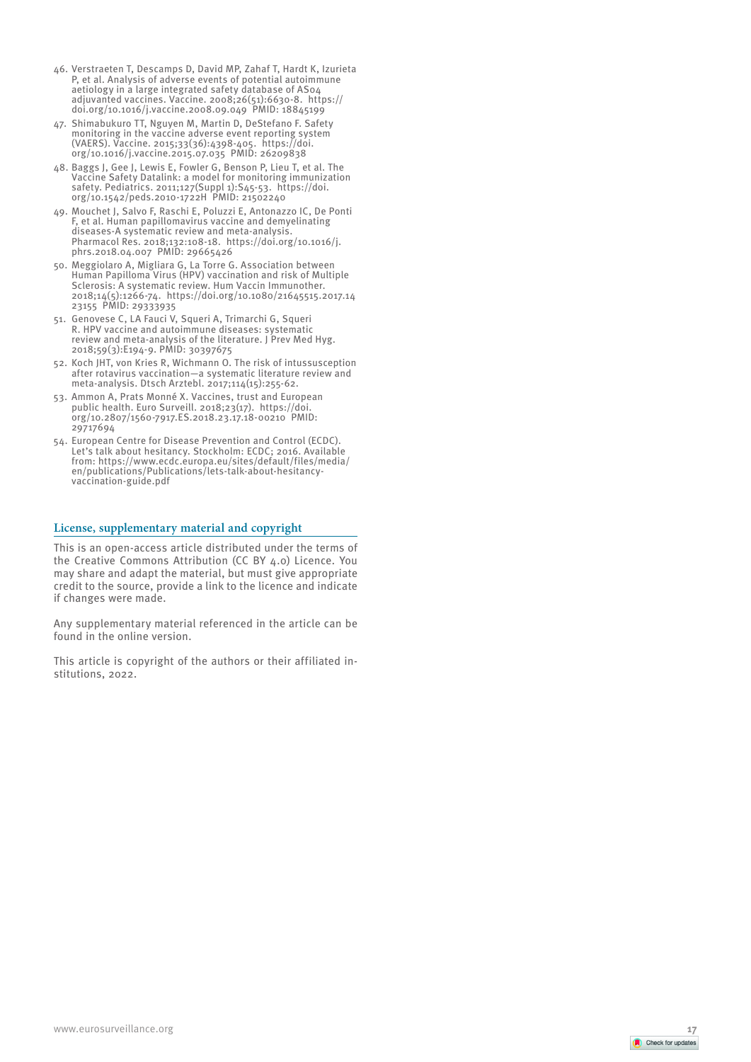46. Verstraeten T, Descamps D, David MP, Zahaf T, Hardt K, Izurieta P, et al. Analysis of adverse events of potential autoimmune aetiology in a large integrated safety database of AS04 adjuvanted vaccines. Vaccine. 2008;26(51):6630-8. https://doi.org/10.1016/j.vaccine.2008.09.049 PMID: 18845199
47. Shimabukuro TT, Nguyen M, Martin D, DeStefano F. Safety monitoring in the vaccine adverse event reporting system (VAERS). Vaccine. 2015;33(36):4398-405. https://doi.org/10.1016/j.vaccine.2015.07.035 PMID: 26209838
48. Baggs J, Gee J, Lewis E, Fowler G, Benson P, Lieu T, et al. The Vaccine Safety Datalink: a model for monitoring immunization safety. Pediatrics. 2011;127(Suppl 1):S45-53. https://doi.org/10.1542/peds.2010-1722H PMID: 21502240
49. Mouchet J, Salvo F, Raschi E, Poluzzi E, Antonazzo IC, De Ponti F, et al. Human papillomavirus vaccine and demyelinating diseases-A systematic review and meta-analysis. Pharmacol Res. 2018;132:108-18. https://doi.org/10.1016/j.phrs.2018.04.007 PMID: 29665426
50. Meggiolaro A, Migliara G, La Torre G. Association between Human Papilloma Virus (HPV) vaccination and risk of Multiple Sclerosis: A systematic review. Hum Vaccin Immunother. 2018;14(5):1266-74. https://doi.org/10.1080/21645515.2017.1423155 PMID: 29333935
51. Genovese C, LA Fauci V, Squeri A, Trimarchi G, Squeri R. HPV vaccine and autoimmune diseases: systematic review and meta-analysis of the literature. J Prev Med Hyg. 2018;59(3):E194-9. PMID: 30397675
52. Koch JHT, von Kries R, Wichmann O. The risk of intussusception after rotavirus vaccination—a systematic literature review and meta-analysis. Dtsch Arztebl. 2017;114(15):255-62.
53. Ammon A, Prats Monné X. Vaccines, trust and European public health. Euro Surveill. 2018;23(17). https://doi.org/10.2807/1560-7917.ES.2018.23.17.18-00210 PMID: 29717694
54. European Centre for Disease Prevention and Control (ECDC). Let's talk about hesitancy. Stockholm: ECDC; 2016. Available from: https://www.ecdc.europa.eu/sites/default/files/media/en/publications/Publications/lets-talk-about-hesitancy-vaccination-guide.pdf

## License, supplementary material and copyright

This is an open-access article distributed under the terms of the Creative Commons Attribution (CC BY 4.0) Licence. You may share and adapt the material, but must give appropriate credit to the source, provide a link to the licence and indicate if changes were made.

Any supplementary material referenced in the article can be found in the online version.

This article is copyright of the authors or their affiliated institutions, 2022.